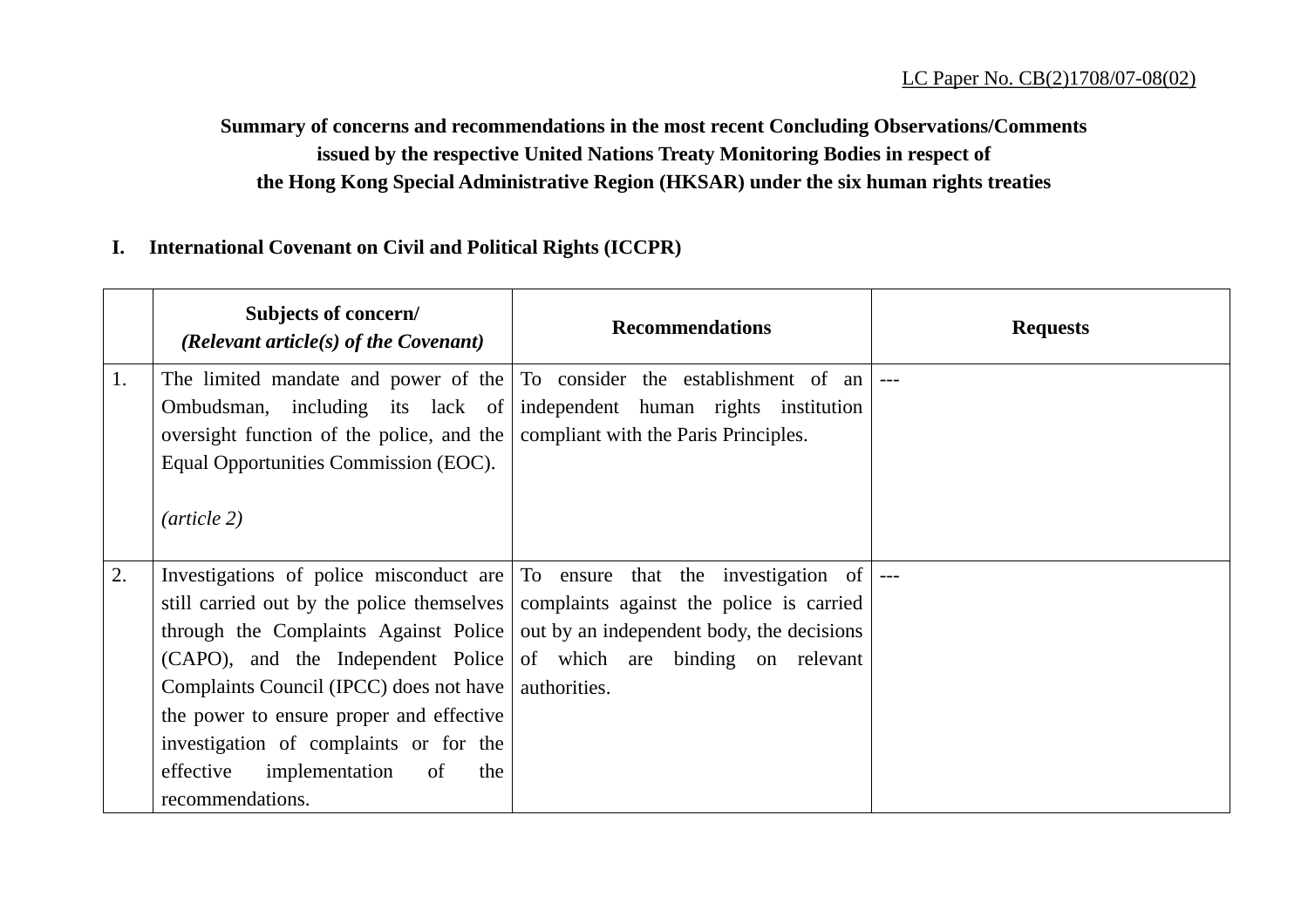LC Paper No. CB(2)1708/07-08(02)

**Summary of concerns and recommendations in the most recent Concluding Observations/Comments issued by the respective United Nations Treaty Monitoring Bodies in respect of the Hong Kong Special Administrative Region (HKSAR) under the six human rights treaties**

## I. International Covenant on Civil and Political Rights (ICCPR)

| | **Subjects of concern/** ***(Relevant article(s) of the Covenant)*** | **Recommendations** | **Requests** |
|---|---|---|---|
| 1. | The limited mandate and power of the Ombudsman, including its lack of oversight function of the police, and the Equal Opportunities Commission (EOC). <br><br> *(article 2)* | To consider the establishment of an independent human rights institution compliant with the Paris Principles. | --- |
| 2. | Investigations of police misconduct are still carried out by the police themselves through the Complaints Against Police (CAPO), and the Independent Police Complaints Council (IPCC) does not have the power to ensure proper and effective investigation of complaints or for the effective implementation of the recommendations. | To ensure that the investigation of complaints against the police is carried out by an independent body, the decisions of which are binding on relevant authorities. | --- |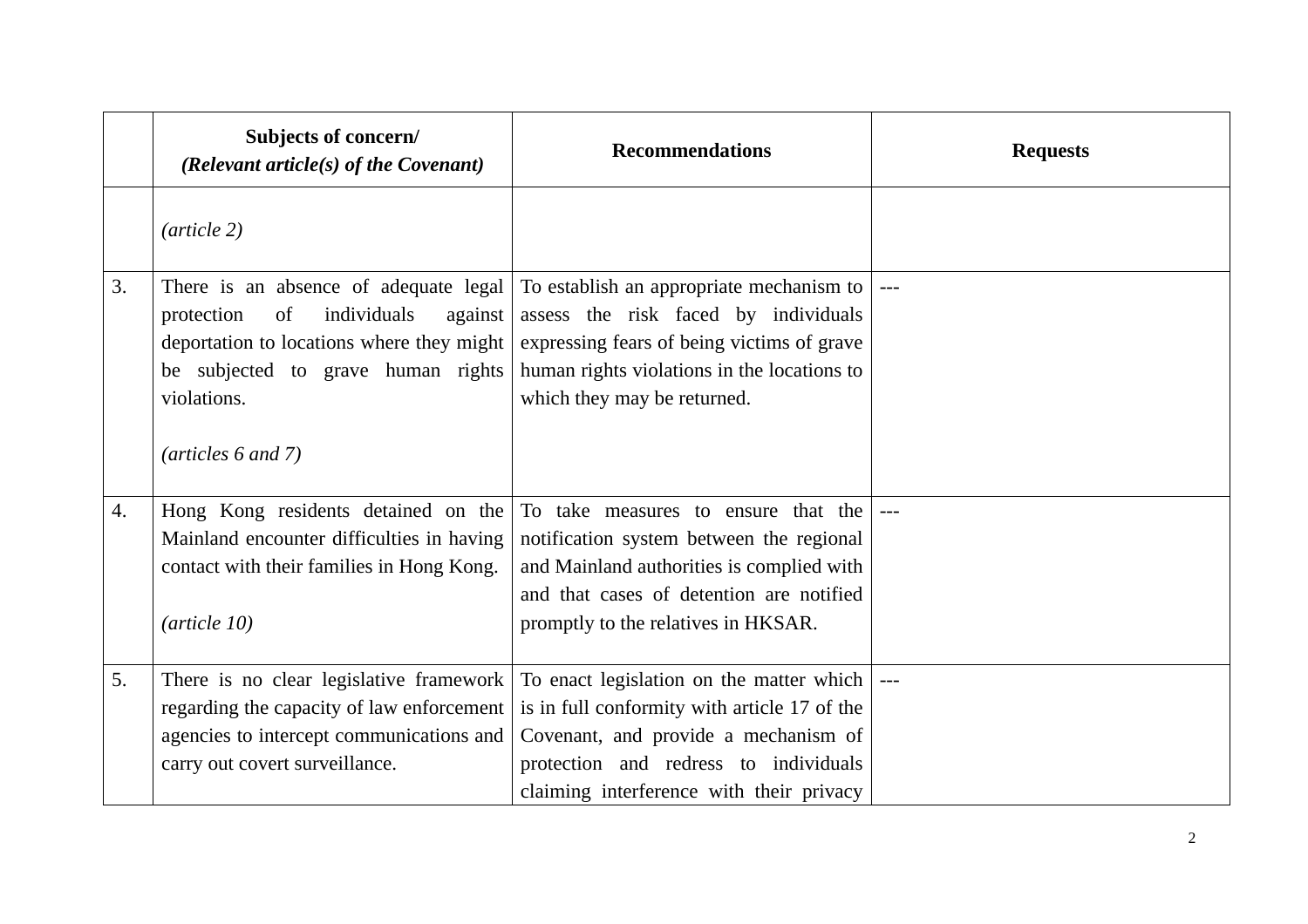| | Subjects of concern/ *(Relevant article(s) of the Covenant)* | Recommendations | Requests |
|---|---|---|---|
| | *(article 2)* | | |
| 3. | There is an absence of adequate legal protection of individuals against deportation to locations where they might be subjected to grave human rights violations.<br><br>*(articles 6 and 7)* | To establish an appropriate mechanism to assess the risk faced by individuals expressing fears of being victims of grave human rights violations in the locations to which they may be returned. | --- |
| 4. | Hong Kong residents detained on the Mainland encounter difficulties in having contact with their families in Hong Kong.<br><br>*(article 10)* | To take measures to ensure that the notification system between the regional and Mainland authorities is complied with and that cases of detention are notified promptly to the relatives in HKSAR. | --- |
| 5. | There is no clear legislative framework regarding the capacity of law enforcement agencies to intercept communications and carry out covert surveillance. | To enact legislation on the matter which is in full conformity with article 17 of the Covenant, and provide a mechanism of protection and redress to individuals claiming interference with their privacy | --- |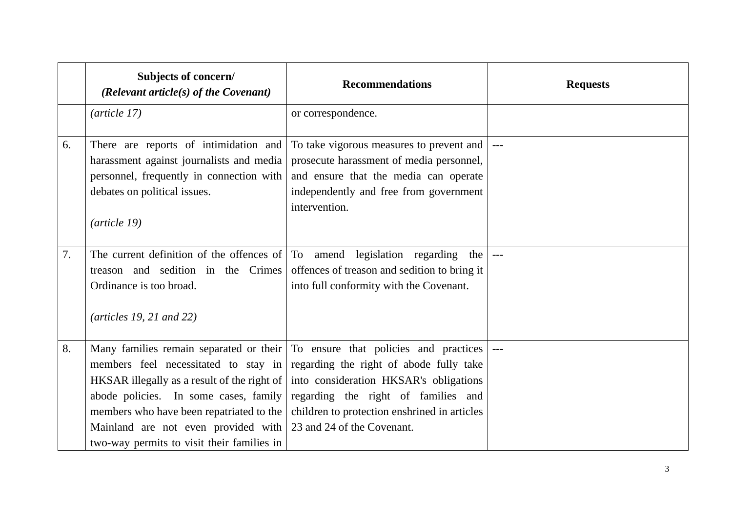| | Subjects of concern/ *(Relevant article(s) of the Covenant)* | Recommendations | Requests |
|---|---|---|---|
| | *(article 17)* | or correspondence. | |
| 6. | There are reports of intimidation and harassment against journalists and media personnel, frequently in connection with debates on political issues.<br><br>*(article 19)* | To take vigorous measures to prevent and prosecute harassment of media personnel, and ensure that the media can operate independently and free from government intervention. | --- |
| 7. | The current definition of the offences of treason and sedition in the Crimes Ordinance is too broad.<br><br>*(articles 19, 21 and 22)* | To amend legislation regarding the offences of treason and sedition to bring it into full conformity with the Covenant. | --- |
| 8. | Many families remain separated or their members feel necessitated to stay in HKSAR illegally as a result of the right of abode policies. In some cases, family members who have been repatriated to the Mainland are not even provided with two-way permits to visit their families in | To ensure that policies and practices regarding the right of abode fully take into consideration HKSAR's obligations regarding the right of families and children to protection enshrined in articles 23 and 24 of the Covenant. | --- |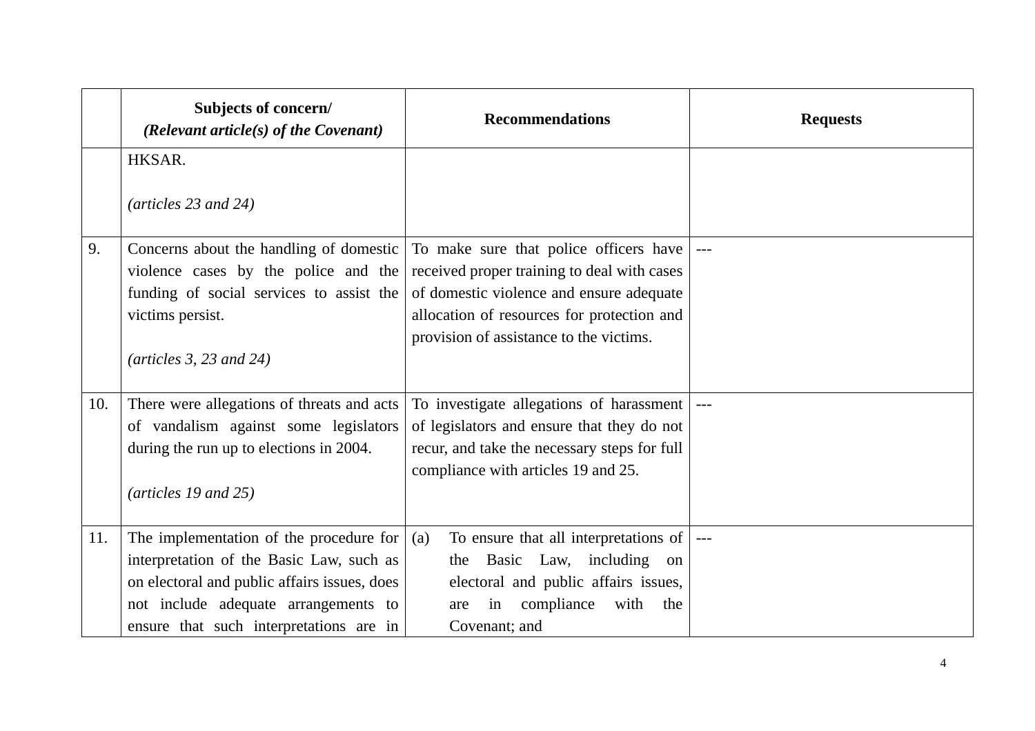| | Subjects of concern/ *(Relevant article(s) of the Covenant)* | Recommendations | Requests |
|---|---|---|---|
| | HKSAR.<br><br>*(articles 23 and 24)* | | |
| 9. | Concerns about the handling of domestic violence cases by the police and the funding of social services to assist the victims persist.<br><br>*(articles 3, 23 and 24)* | To make sure that police officers have received proper training to deal with cases of domestic violence and ensure adequate allocation of resources for protection and provision of assistance to the victims. | --- |
| 10. | There were allegations of threats and acts of vandalism against some legislators during the run up to elections in 2004.<br><br>*(articles 19 and 25)* | To investigate allegations of harassment of legislators and ensure that they do not recur, and take the necessary steps for full compliance with articles 19 and 25. | --- |
| 11. | The implementation of the procedure for interpretation of the Basic Law, such as on electoral and public affairs issues, does not include adequate arrangements to ensure that such interpretations are in | (a) To ensure that all interpretations of the Basic Law, including on electoral and public affairs issues, are in compliance with the Covenant; and | --- |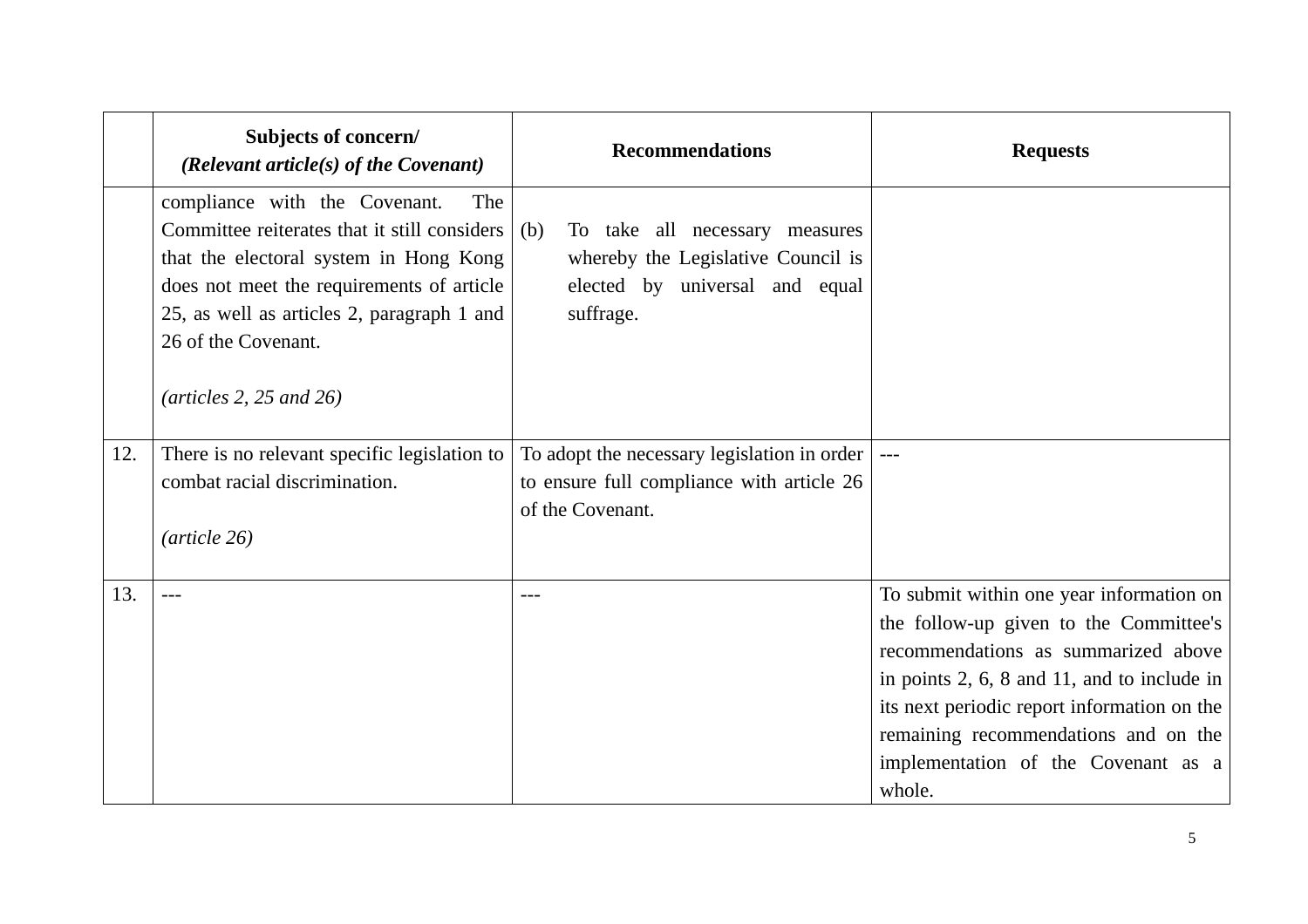| | Subjects of concern/ *(Relevant article(s) of the Covenant)* | Recommendations | Requests |
|---|---|---|---|
| | compliance with the Covenant. The Committee reiterates that it still considers that the electoral system in Hong Kong does not meet the requirements of article 25, as well as articles 2, paragraph 1 and 26 of the Covenant. *(articles 2, 25 and 26)* | (b) To take all necessary measures whereby the Legislative Council is elected by universal and equal suffrage. | |
| 12. | There is no relevant specific legislation to combat racial discrimination. *(article 26)* | To adopt the necessary legislation in order to ensure full compliance with article 26 of the Covenant. | --- |
| 13. | --- | --- | To submit within one year information on the follow-up given to the Committee's recommendations as summarized above in points 2, 6, 8 and 11, and to include in its next periodic report information on the remaining recommendations and on the implementation of the Covenant as a whole. |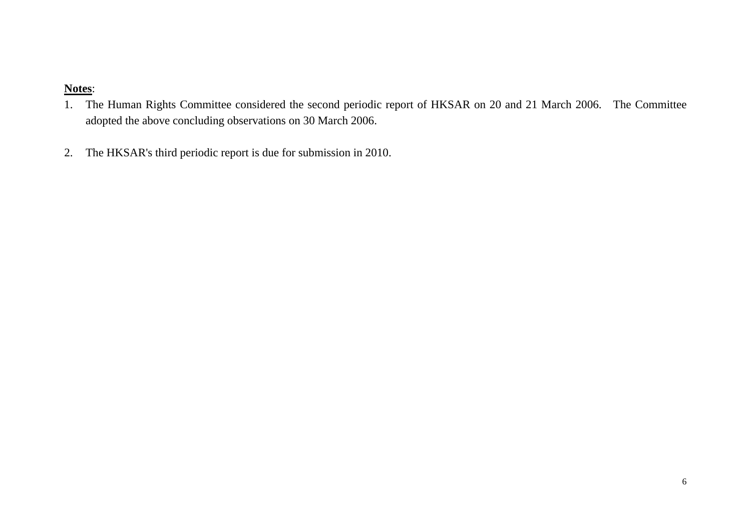**<u>Notes</u>**:

1. The Human Rights Committee considered the second periodic report of HKSAR on 20 and 21 March 2006. The Committee adopted the above concluding observations on 30 March 2006.

2. The HKSAR's third periodic report is due for submission in 2010.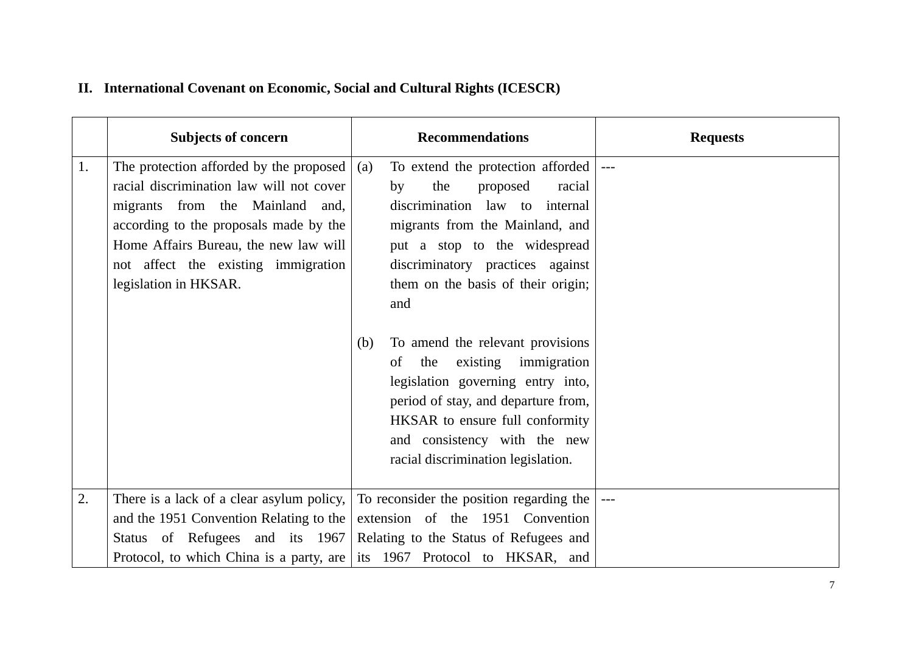## II. International Covenant on Economic, Social and Cultural Rights (ICESCR)

| | Subjects of concern | Recommendations | Requests |
|---|---|---|---|
| 1. | The protection afforded by the proposed racial discrimination law will not cover migrants from the Mainland and, according to the proposals made by the Home Affairs Bureau, the new law will not affect the existing immigration legislation in HKSAR. | (a) To extend the protection afforded by the proposed racial discrimination law to internal migrants from the Mainland, and put a stop to the widespread discriminatory practices against them on the basis of their origin; and<br><br>(b) To amend the relevant provisions of the existing immigration legislation governing entry into, period of stay, and departure from, HKSAR to ensure full conformity and consistency with the new racial discrimination legislation. | --- |
| 2. | There is a lack of a clear asylum policy, and the 1951 Convention Relating to the Status of Refugees and its 1967 Protocol, to which China is a party, are | To reconsider the position regarding the extension of the 1951 Convention Relating to the Status of Refugees and its 1967 Protocol to HKSAR, and | --- |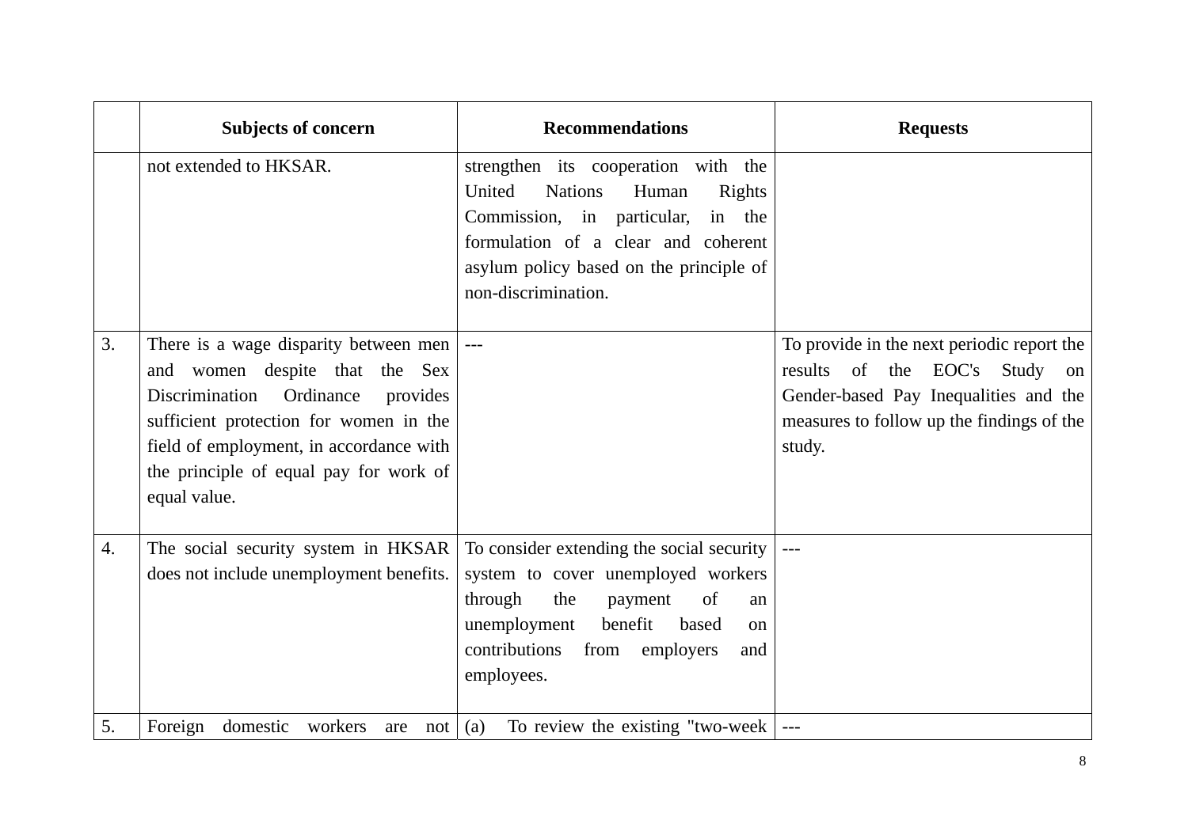| | Subjects of concern | Recommendations | Requests |
|---|---|---|---|
| | not extended to HKSAR. | strengthen its cooperation with the United Nations Human Rights Commission, in particular, in the formulation of a clear and coherent asylum policy based on the principle of non-discrimination. | |
| 3. | There is a wage disparity between men and women despite that the Sex Discrimination Ordinance provides sufficient protection for women in the field of employment, in accordance with the principle of equal pay for work of equal value. | --- | To provide in the next periodic report the results of the EOC's Study on Gender-based Pay Inequalities and the measures to follow up the findings of the study. |
| 4. | The social security system in HKSAR does not include unemployment benefits. | To consider extending the social security system to cover unemployed workers through the payment of an unemployment benefit based on contributions from employers and employees. | --- |
| 5. | Foreign domestic workers are not | (a) To review the existing "two-week | --- |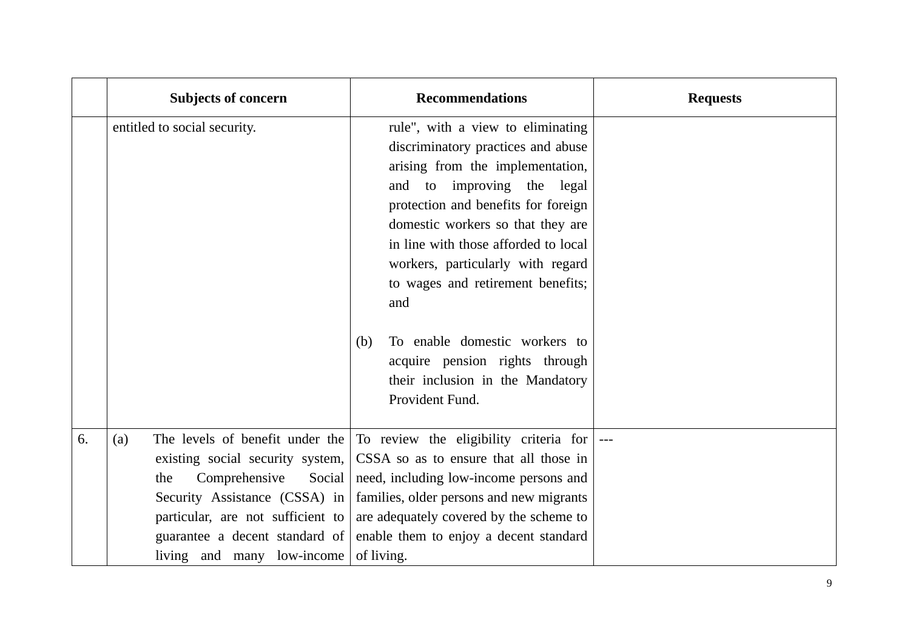| | Subjects of concern | Recommendations | Requests |
|---|---|---|---|
| | entitled to social security. | rule", with a view to eliminating discriminatory practices and abuse arising from the implementation, and to improving the legal protection and benefits for foreign domestic workers so that they are in line with those afforded to local workers, particularly with regard to wages and retirement benefits; and<br><br>(b) To enable domestic workers to acquire pension rights through their inclusion in the Mandatory Provident Fund. | |
| 6. | (a) The levels of benefit under the existing social security system, the Comprehensive Social Security Assistance (CSSA) in particular, are not sufficient to guarantee a decent standard of living and many low-income | To review the eligibility criteria for CSSA so as to ensure that all those in need, including low-income persons and families, older persons and new migrants are adequately covered by the scheme to enable them to enjoy a decent standard of living. | --- |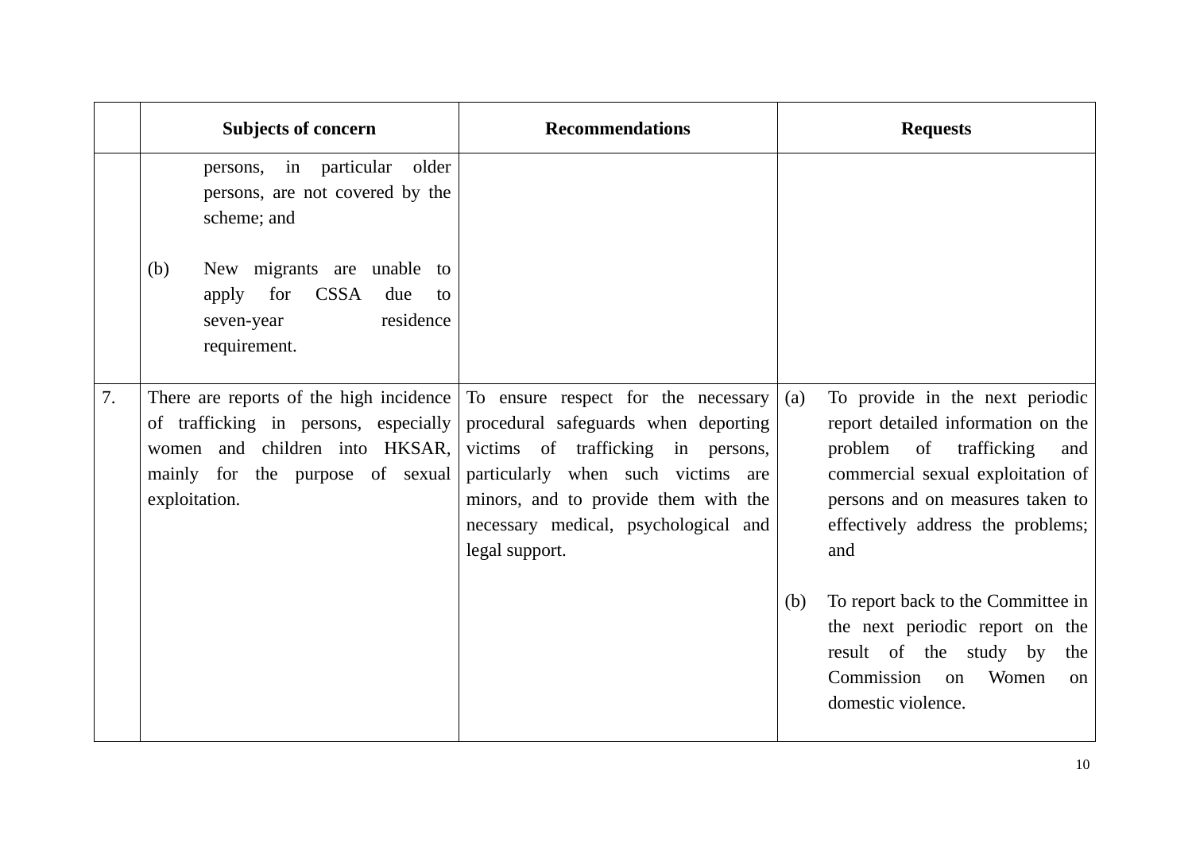| | Subjects of concern | Recommendations | Requests |
|---|---|---|---|
| | persons, in particular older persons, are not covered by the scheme; and<br><br>(b) New migrants are unable to apply for CSSA due to seven-year residence requirement. | | |
| 7. | There are reports of the high incidence of trafficking in persons, especially women and children into HKSAR, mainly for the purpose of sexual exploitation. | To ensure respect for the necessary procedural safeguards when deporting victims of trafficking in persons, particularly when such victims are minors, and to provide them with the necessary medical, psychological and legal support. | (a) To provide in the next periodic report detailed information on the problem of trafficking and commercial sexual exploitation of persons and on measures taken to effectively address the problems; and<br><br>(b) To report back to the Committee in the next periodic report on the result of the study by the Commission on Women on domestic violence. |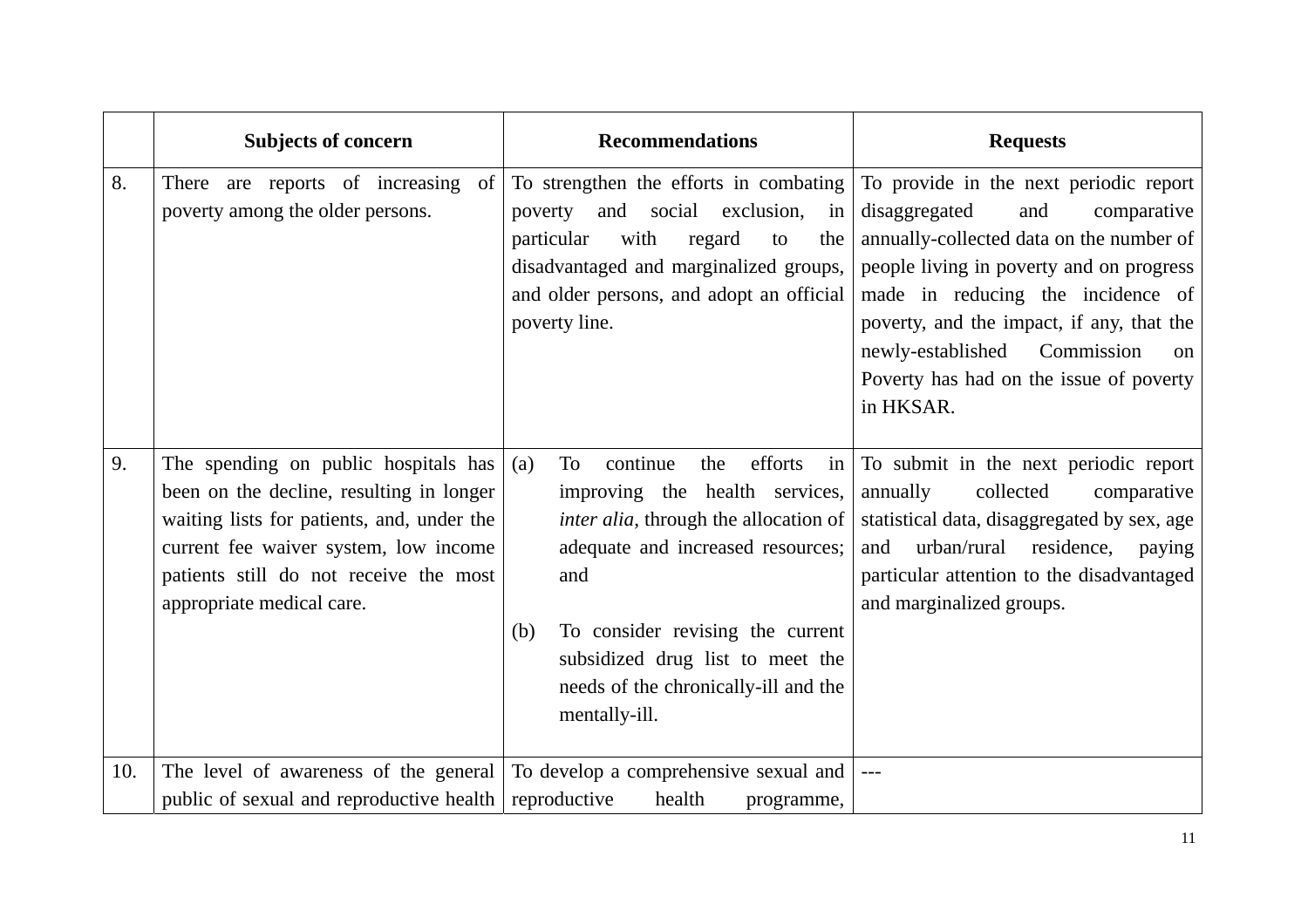| | Subjects of concern | Recommendations | Requests |
|---|---|---|---|
| 8. | There are reports of increasing of poverty among the older persons. | To strengthen the efforts in combating poverty and social exclusion, in particular with regard to the disadvantaged and marginalized groups, and older persons, and adopt an official poverty line. | To provide in the next periodic report disaggregated and comparative annually-collected data on the number of people living in poverty and on progress made in reducing the incidence of poverty, and the impact, if any, that the newly-established Commission on Poverty has had on the issue of poverty in HKSAR. |
| 9. | The spending on public hospitals has been on the decline, resulting in longer waiting lists for patients, and, under the current fee waiver system, low income patients still do not receive the most appropriate medical care. | (a) To continue the efforts in improving the health services, *inter alia*, through the allocation of adequate and increased resources; and<br><br>(b) To consider revising the current subsidized drug list to meet the needs of the chronically-ill and the mentally-ill. | To submit in the next periodic report annually collected comparative statistical data, disaggregated by sex, age and urban/rural residence, paying particular attention to the disadvantaged and marginalized groups. |
| 10. | The level of awareness of the general public of sexual and reproductive health | To develop a comprehensive sexual and reproductive health programme, | --- |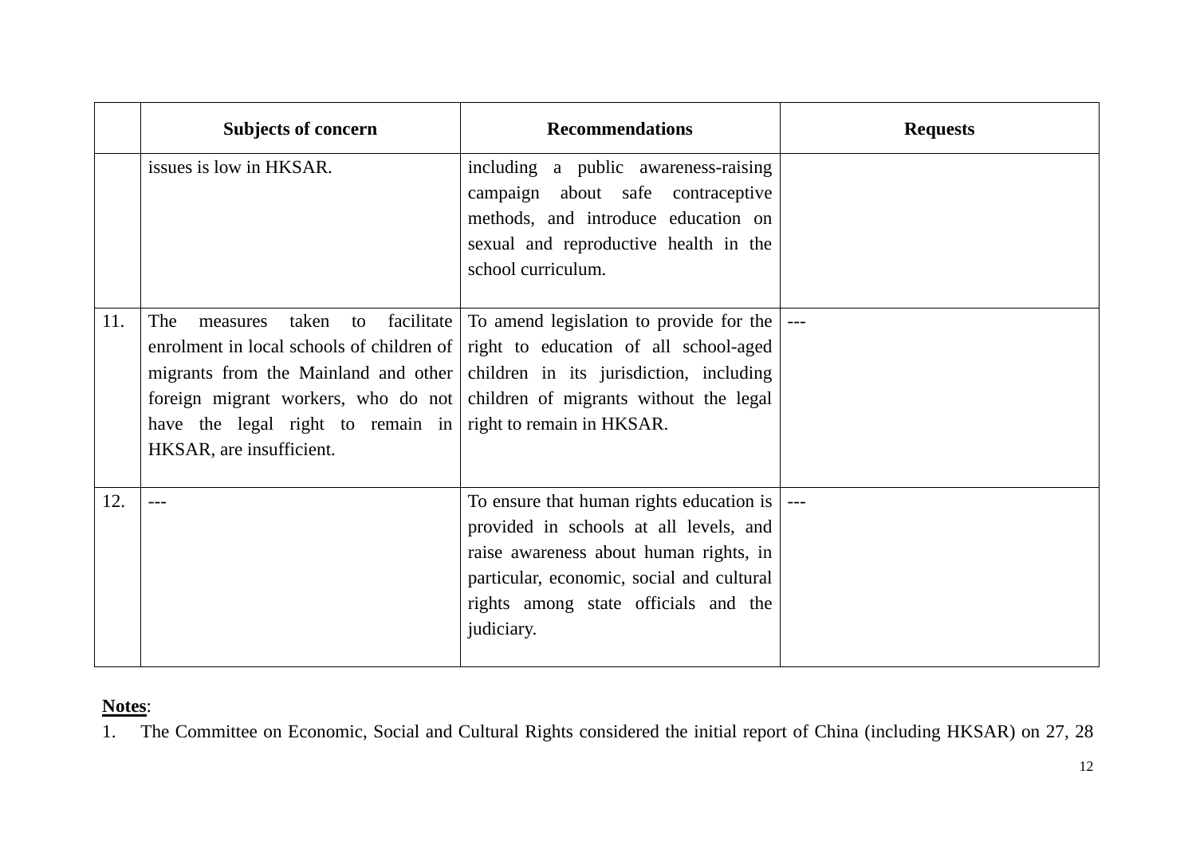| | Subjects of concern | Recommendations | Requests |
|---|---|---|---|
| | issues is low in HKSAR. | including a public awareness-raising campaign about safe contraceptive methods, and introduce education on sexual and reproductive health in the school curriculum. | |
| 11. | The measures taken to facilitate enrolment in local schools of children of migrants from the Mainland and other foreign migrant workers, who do not have the legal right to remain in HKSAR, are insufficient. | To amend legislation to provide for the right to education of all school-aged children in its jurisdiction, including children of migrants without the legal right to remain in HKSAR. | --- |
| 12. | --- | To ensure that human rights education is provided in schools at all levels, and raise awareness about human rights, in particular, economic, social and cultural rights among state officials and the judiciary. | --- |

**Notes**:

1. The Committee on Economic, Social and Cultural Rights considered the initial report of China (including HKSAR) on 27, 28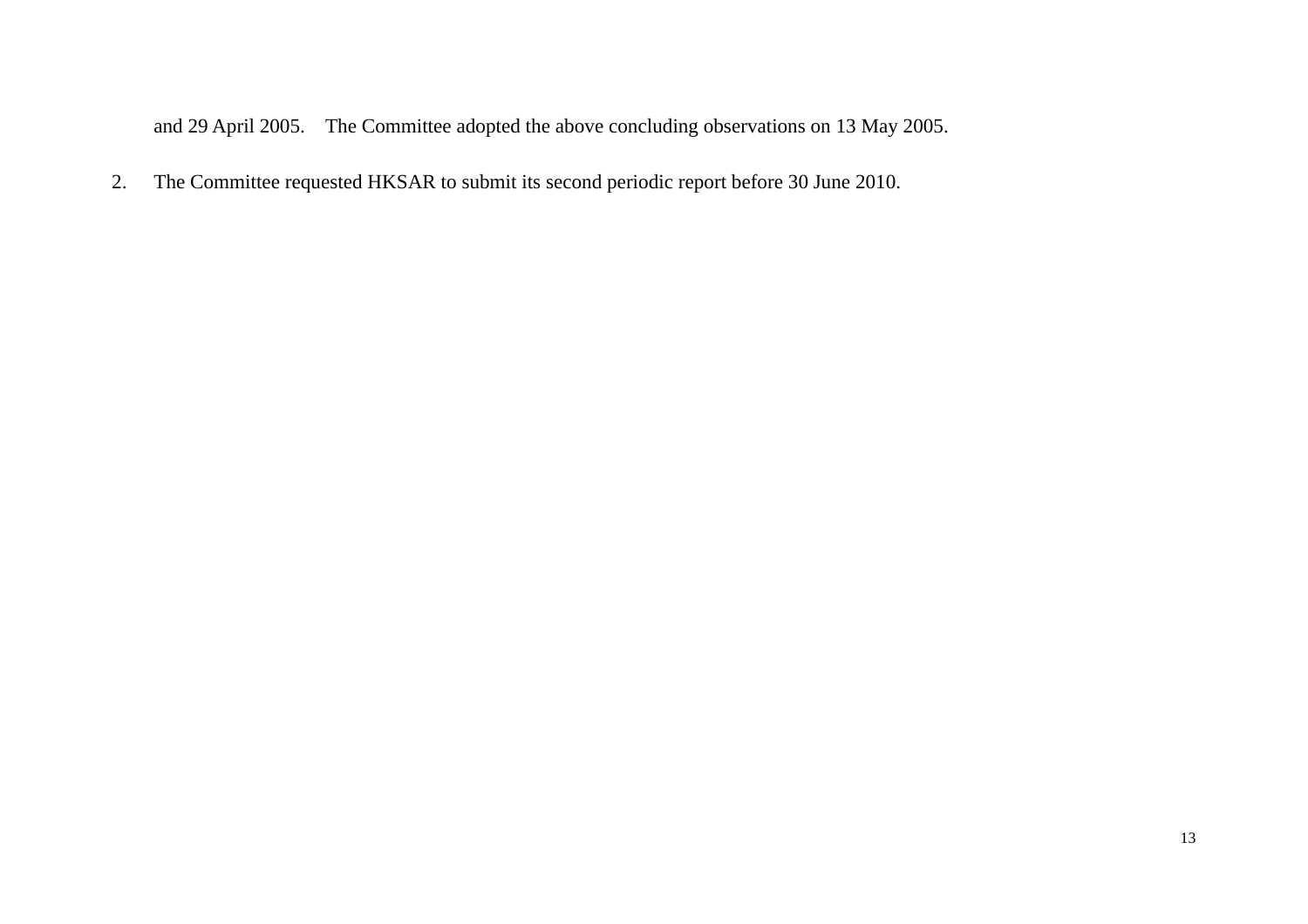and 29 April 2005. The Committee adopted the above concluding observations on 13 May 2005.

2. The Committee requested HKSAR to submit its second periodic report before 30 June 2010.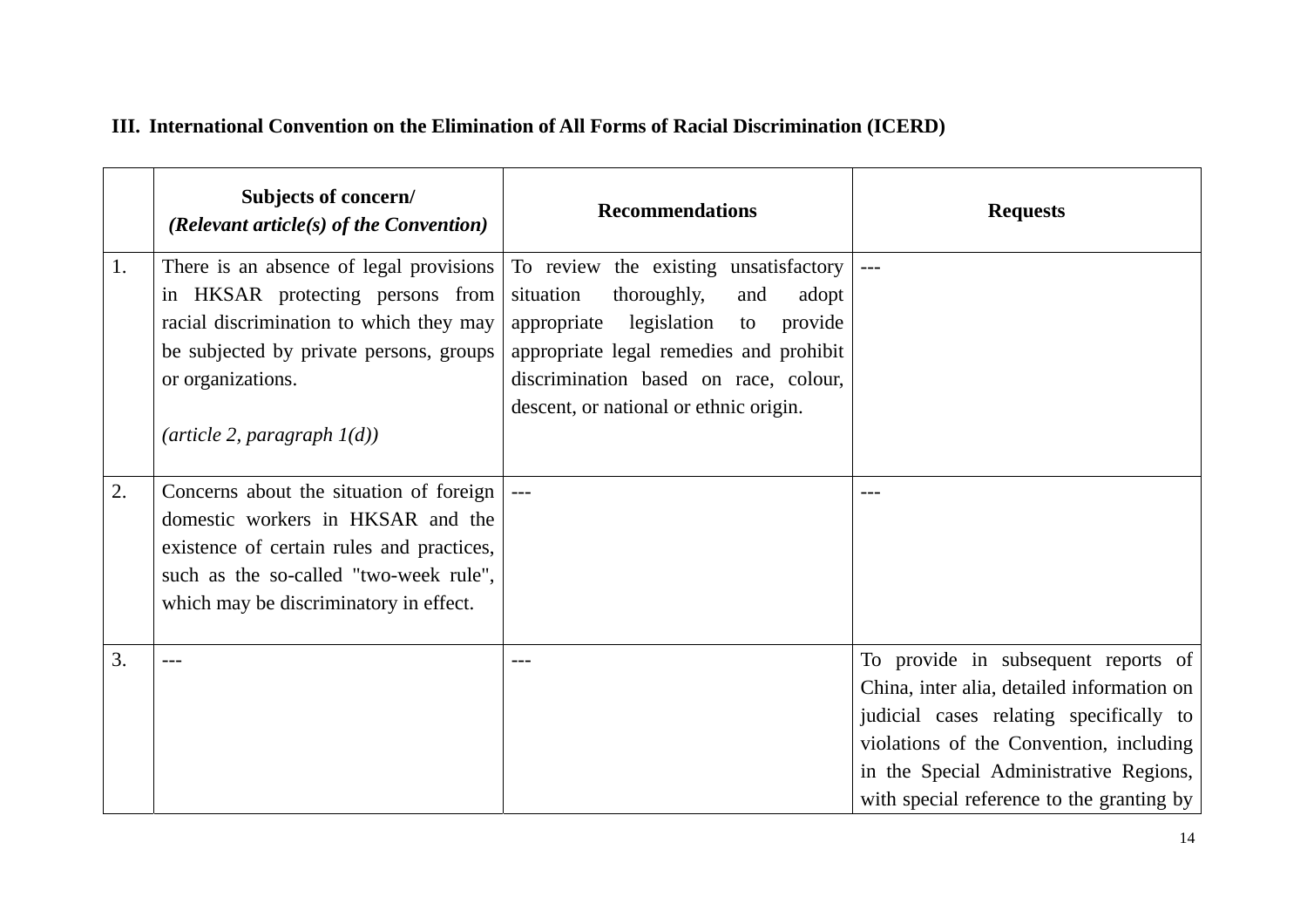**III. International Convention on the Elimination of All Forms of Racial Discrimination (ICERD)**

| | **Subjects of concern/** ***(Relevant article(s) of the Convention)*** | **Recommendations** | **Requests** |
|---|---|---|---|
| 1. | There is an absence of legal provisions in HKSAR protecting persons from racial discrimination to which they may be subjected by private persons, groups or organizations. *(article 2, paragraph 1(d))* | To review the existing unsatisfactory situation thoroughly, and adopt appropriate legislation to provide appropriate legal remedies and prohibit discrimination based on race, colour, descent, or national or ethnic origin. | --- |
| 2. | Concerns about the situation of foreign domestic workers in HKSAR and the existence of certain rules and practices, such as the so-called "two-week rule", which may be discriminatory in effect. | --- | --- |
| 3. | --- | --- | To provide in subsequent reports of China, inter alia, detailed information on judicial cases relating specifically to violations of the Convention, including in the Special Administrative Regions, with special reference to the granting by |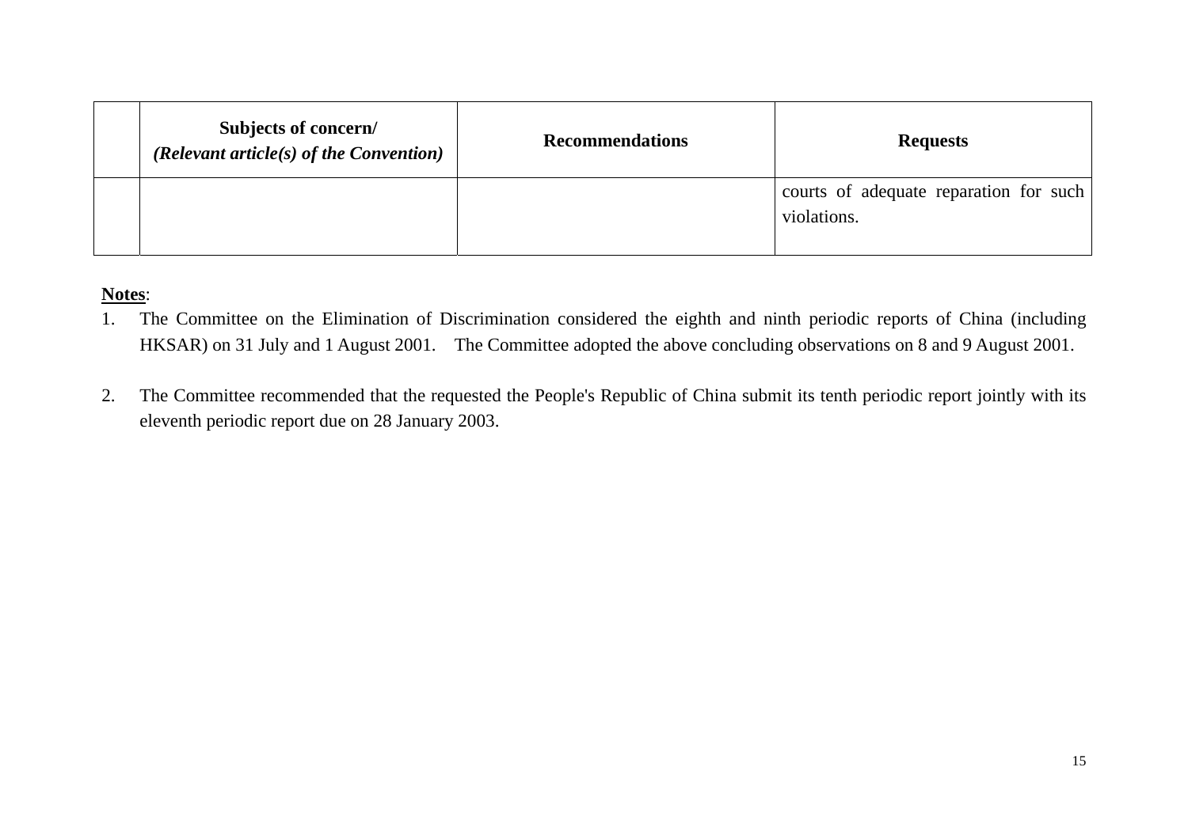| | Subjects of concern/ *(Relevant article(s) of the Convention)* | Recommendations | Requests |
|---|---|---|---|
| | | | courts of adequate reparation for such violations. |

**Notes**:

1. The Committee on the Elimination of Discrimination considered the eighth and ninth periodic reports of China (including HKSAR) on 31 July and 1 August 2001. The Committee adopted the above concluding observations on 8 and 9 August 2001.

2. The Committee recommended that the requested the People's Republic of China submit its tenth periodic report jointly with its eleventh periodic report due on 28 January 2003.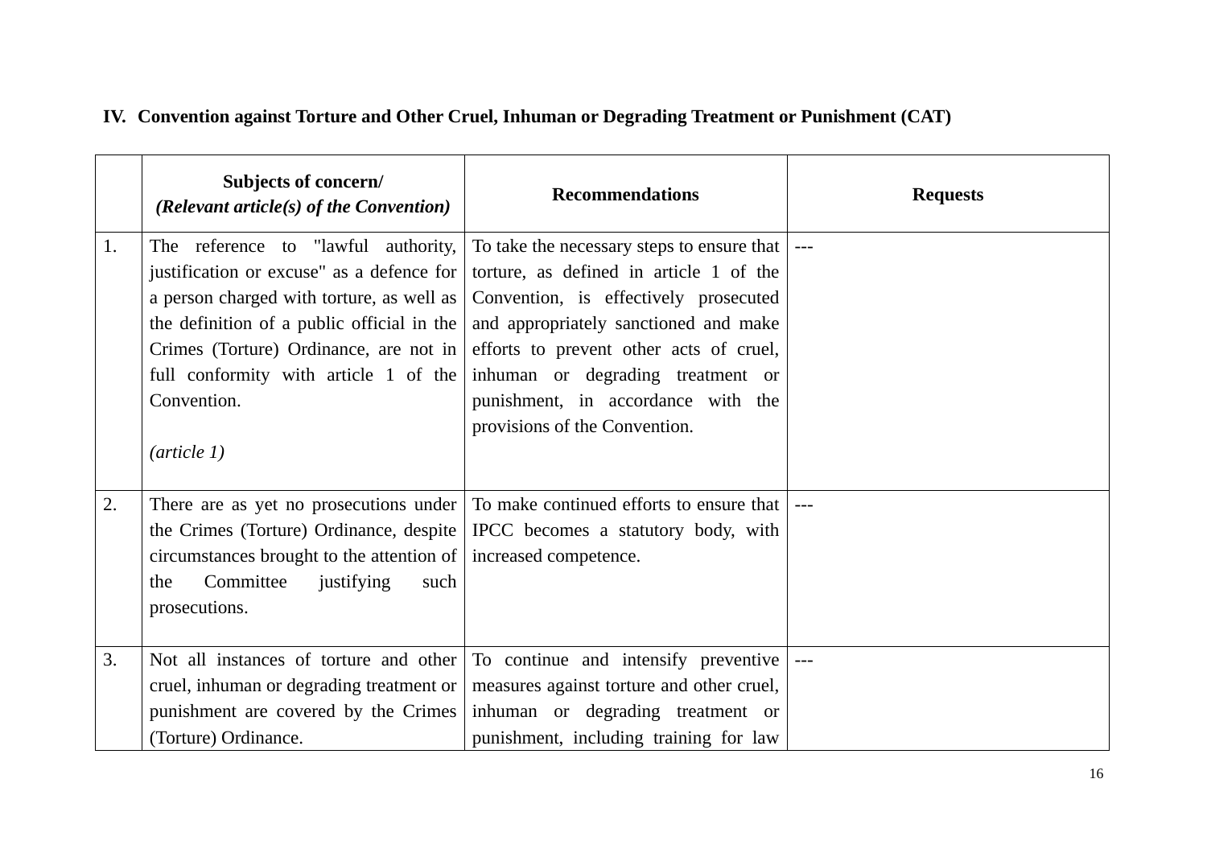## IV. Convention against Torture and Other Cruel, Inhuman or Degrading Treatment or Punishment (CAT)

| | **Subjects of concern/** ***(Relevant article(s) of the Convention)*** | **Recommendations** | **Requests** |
|---|---|---|---|
| 1. | The reference to "lawful authority, justification or excuse" as a defence for a person charged with torture, as well as the definition of a public official in the Crimes (Torture) Ordinance, are not in full conformity with article 1 of the Convention.<br><br>*(article 1)* | To take the necessary steps to ensure that torture, as defined in article 1 of the Convention, is effectively prosecuted and appropriately sanctioned and make efforts to prevent other acts of cruel, inhuman or degrading treatment or punishment, in accordance with the provisions of the Convention. | --- |
| 2. | There are as yet no prosecutions under the Crimes (Torture) Ordinance, despite circumstances brought to the attention of the Committee justifying such prosecutions. | To make continued efforts to ensure that IPCC becomes a statutory body, with increased competence. | --- |
| 3. | Not all instances of torture and other cruel, inhuman or degrading treatment or punishment are covered by the Crimes (Torture) Ordinance. | To continue and intensify preventive measures against torture and other cruel, inhuman or degrading treatment or punishment, including training for law | --- |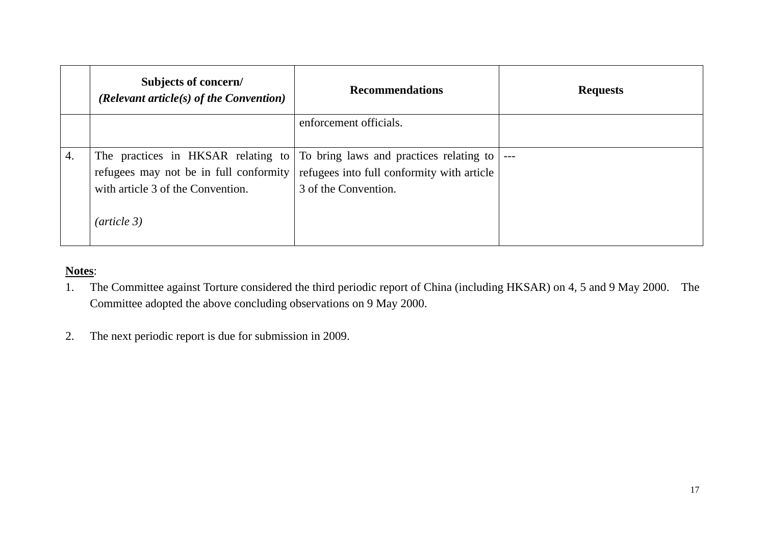|  | **Subjects of concern/** ***(Relevant article(s) of the Convention)*** | **Recommendations** | **Requests** |
|---|---|---|---|
|  |  | enforcement officials. |  |
| 4. | The practices in HKSAR relating to refugees may not be in full conformity with article 3 of the Convention.<br><br>*(article 3)* | To bring laws and practices relating to refugees into full conformity with article 3 of the Convention. | --- |

**<u>Notes</u>**:

1. The Committee against Torture considered the third periodic report of China (including HKSAR) on 4, 5 and 9 May 2000. The Committee adopted the above concluding observations on 9 May 2000.

2. The next periodic report is due for submission in 2009.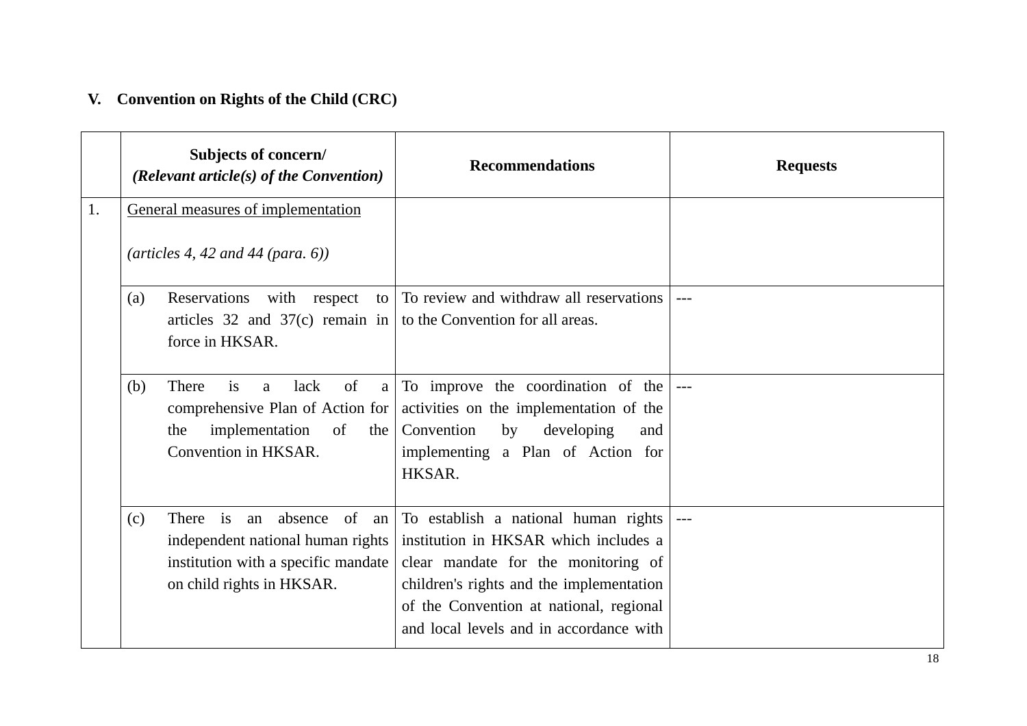## V. Convention on Rights of the Child (CRC)

| | Subjects of concern/ *(Relevant article(s) of the Convention)* | Recommendations | Requests |
|---|---|---|---|
| 1. | General measures of implementation<br><br>*(articles 4, 42 and 44 (para. 6))* | | |
| | (a) Reservations with respect to articles 32 and 37(c) remain in force in HKSAR. | To review and withdraw all reservations to the Convention for all areas. | --- |
| | (b) There is a lack of a comprehensive Plan of Action for the implementation of the Convention in HKSAR. | To improve the coordination of the activities on the implementation of the Convention by developing and implementing a Plan of Action for HKSAR. | --- |
| | (c) There is an absence of an independent national human rights institution with a specific mandate on child rights in HKSAR. | To establish a national human rights institution in HKSAR which includes a clear mandate for the monitoring of children's rights and the implementation of the Convention at national, regional and local levels and in accordance with | --- |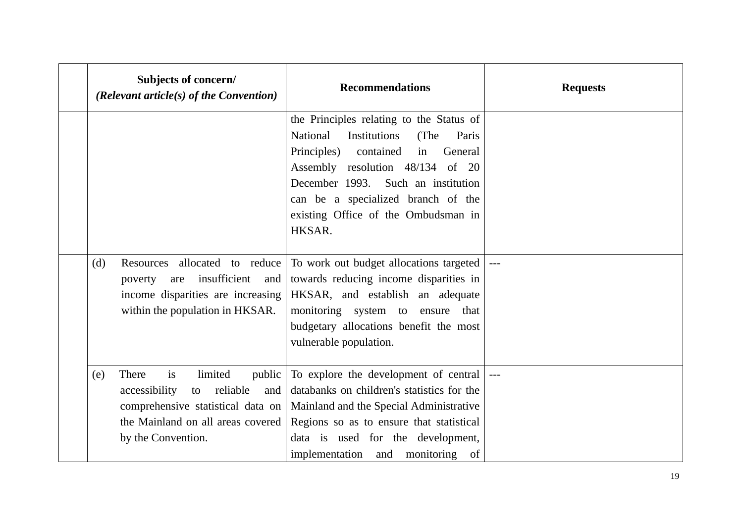| | Subjects of concern/ *(Relevant article(s) of the Convention)* | Recommendations | Requests |
|---|---|---|---|
| | | the Principles relating to the Status of National Institutions (The Paris Principles) contained in General Assembly resolution 48/134 of 20 December 1993. Such an institution can be a specialized branch of the existing Office of the Ombudsman in HKSAR. | |
| | (d) Resources allocated to reduce poverty are insufficient and income disparities are increasing within the population in HKSAR. | To work out budget allocations targeted towards reducing income disparities in HKSAR, and establish an adequate monitoring system to ensure that budgetary allocations benefit the most vulnerable population. | --- |
| | (e) There is limited public accessibility to reliable and comprehensive statistical data on the Mainland on all areas covered by the Convention. | To explore the development of central databanks on children's statistics for the Mainland and the Special Administrative Regions so as to ensure that statistical data is used for the development, implementation and monitoring of | --- |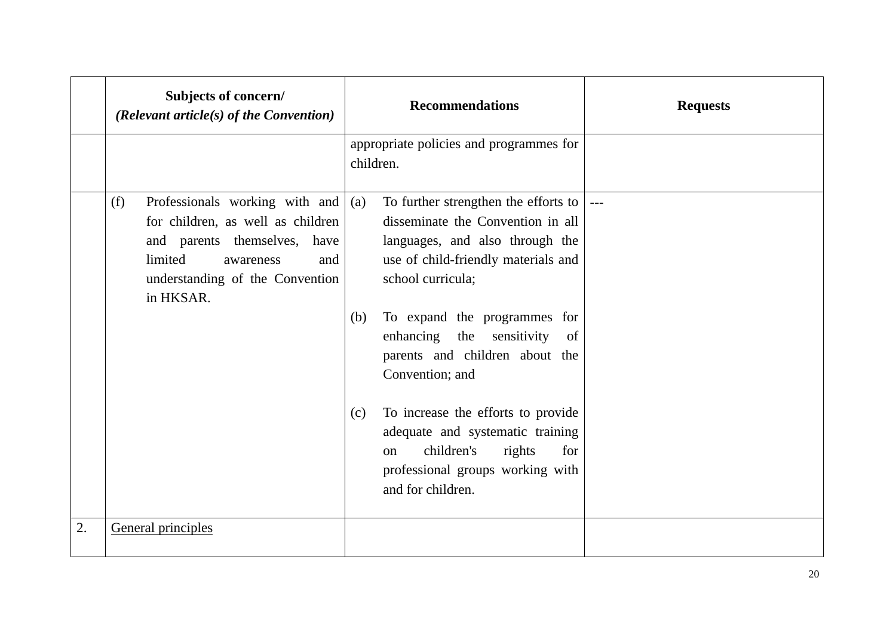| | Subjects of concern/ *(Relevant article(s) of the Convention)* | Recommendations | Requests |
|---|---|---|---|
| | | appropriate policies and programmes for children. | |
| | (f) Professionals working with and for children, as well as children and parents themselves, have limited awareness and understanding of the Convention in HKSAR. | (a) To further strengthen the efforts to disseminate the Convention in all languages, and also through the use of child-friendly materials and school curricula;<br><br>(b) To expand the programmes for enhancing the sensitivity of parents and children about the Convention; and<br><br>(c) To increase the efforts to provide adequate and systematic training on children's rights for professional groups working with and for children. | --- |
| 2. | General principles | | |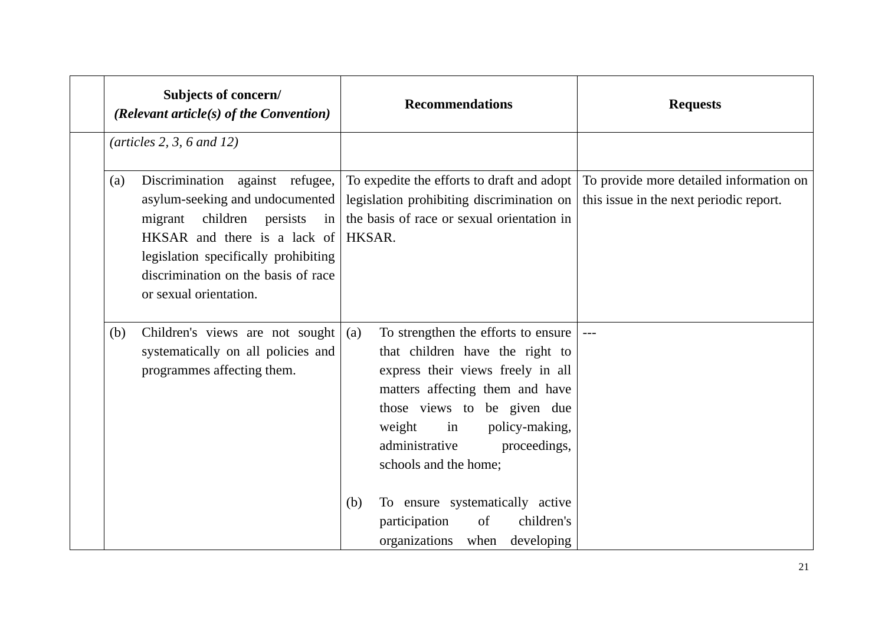|  | Subjects of concern/ *(Relevant article(s) of the Convention)* | Recommendations | Requests |
|---|---|---|---|
|  | *(articles 2, 3, 6 and 12)* |  |  |
|  | (a) Discrimination against refugee, asylum-seeking and undocumented migrant children persists in HKSAR and there is a lack of legislation specifically prohibiting discrimination on the basis of race or sexual orientation. | To expedite the efforts to draft and adopt legislation prohibiting discrimination on the basis of race or sexual orientation in HKSAR. | To provide more detailed information on this issue in the next periodic report. |
|  | (b) Children's views are not sought systematically on all policies and programmes affecting them. | (a) To strengthen the efforts to ensure that children have the right to express their views freely in all matters affecting them and have those views to be given due weight in policy-making, administrative proceedings, schools and the home; <br><br> (b) To ensure systematically active participation of children's organizations when developing | --- |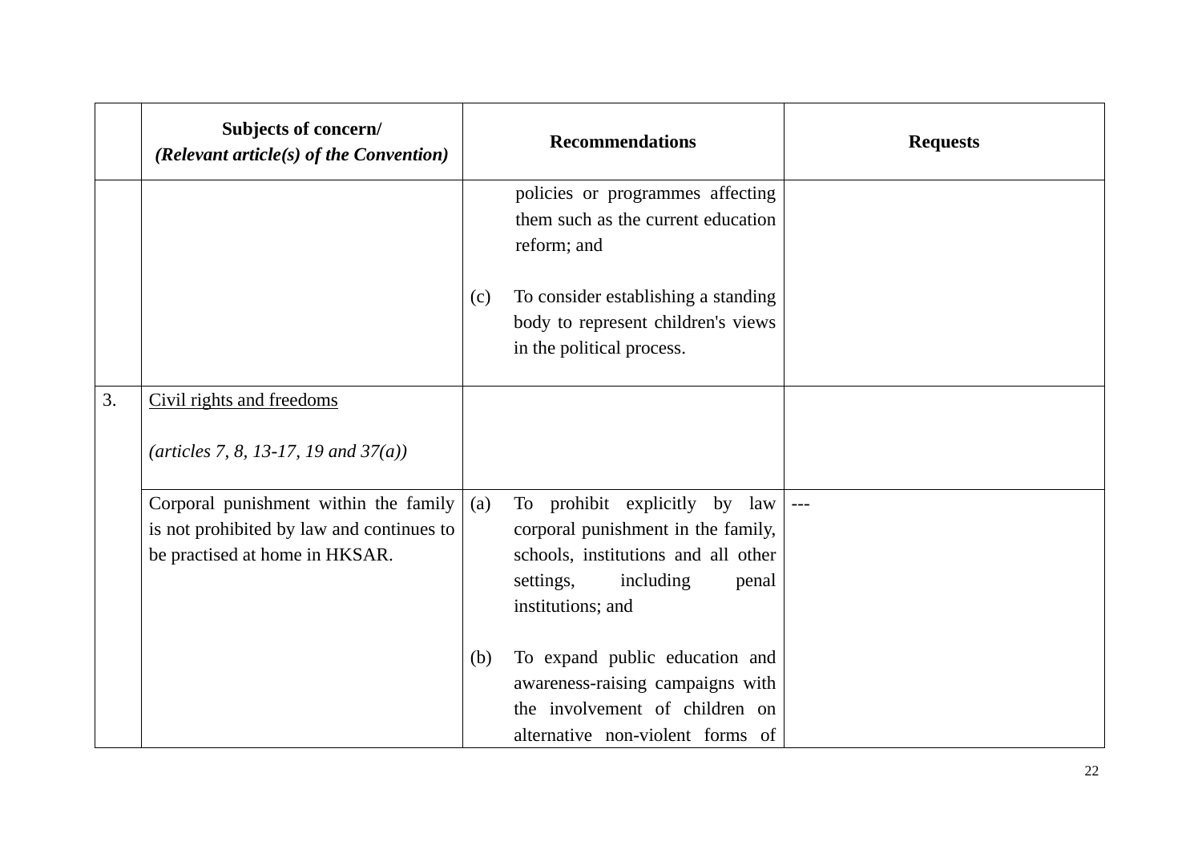| | Subjects of concern/ *(Relevant article(s) of the Convention)* | Recommendations | Requests |
|---|---|---|---|
| | | policies or programmes affecting them such as the current education reform; and<br><br>(c) To consider establishing a standing body to represent children's views in the political process. | |
| 3. | <u>Civil rights and freedoms</u><br><br>*(articles 7, 8, 13-17, 19 and 37(a))* | | |
| | Corporal punishment within the family is not prohibited by law and continues to be practised at home in HKSAR. | (a) To prohibit explicitly by law corporal punishment in the family, schools, institutions and all other settings, including penal institutions; and<br><br>(b) To expand public education and awareness-raising campaigns with the involvement of children on alternative non-violent forms of | --- |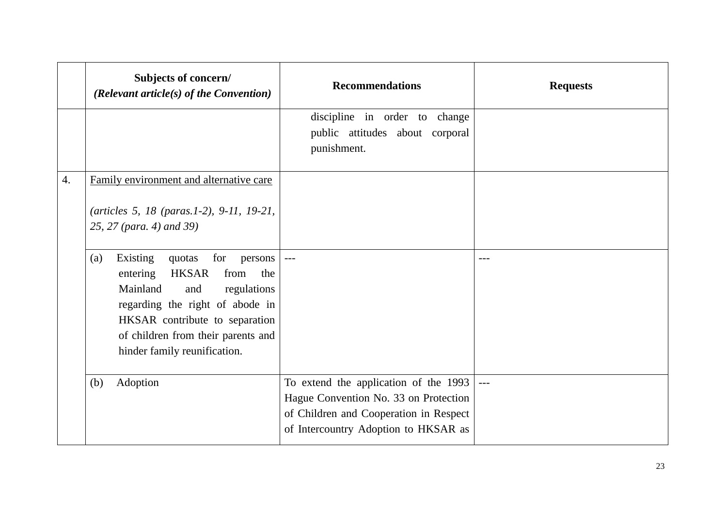| | Subjects of concern/ *(Relevant article(s) of the Convention)* | Recommendations | Requests |
|---|---|---|---|
| | | discipline in order to change public attitudes about corporal punishment. | |
| 4. | <u>Family environment and alternative care</u><br><br>*(articles 5, 18 (paras.1-2), 9-11, 19-21, 25, 27 (para. 4) and 39)* | | |
| | (a) Existing quotas for persons entering HKSAR from the Mainland and regulations regarding the right of abode in HKSAR contribute to separation of children from their parents and hinder family reunification. | --- | --- |
| | (b) Adoption | To extend the application of the 1993 Hague Convention No. 33 on Protection of Children and Cooperation in Respect of Intercountry Adoption to HKSAR as | --- |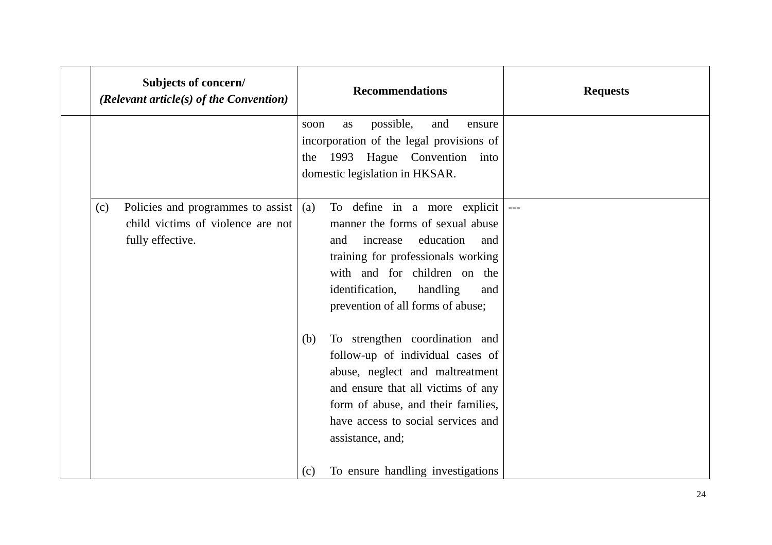| | Subjects of concern/ *(Relevant article(s) of the Convention)* | Recommendations | Requests |
|---|---|---|---|
| | | soon as possible, and ensure incorporation of the legal provisions of the 1993 Hague Convention into domestic legislation in HKSAR. | |
| | (c) Policies and programmes to assist child victims of violence are not fully effective. | (a) To define in a more explicit manner the forms of sexual abuse and increase education and training for professionals working with and for children on the identification, handling and prevention of all forms of abuse;<br><br>(b) To strengthen coordination and follow-up of individual cases of abuse, neglect and maltreatment and ensure that all victims of any form of abuse, and their families, have access to social services and assistance, and;<br><br>(c) To ensure handling investigations | --- |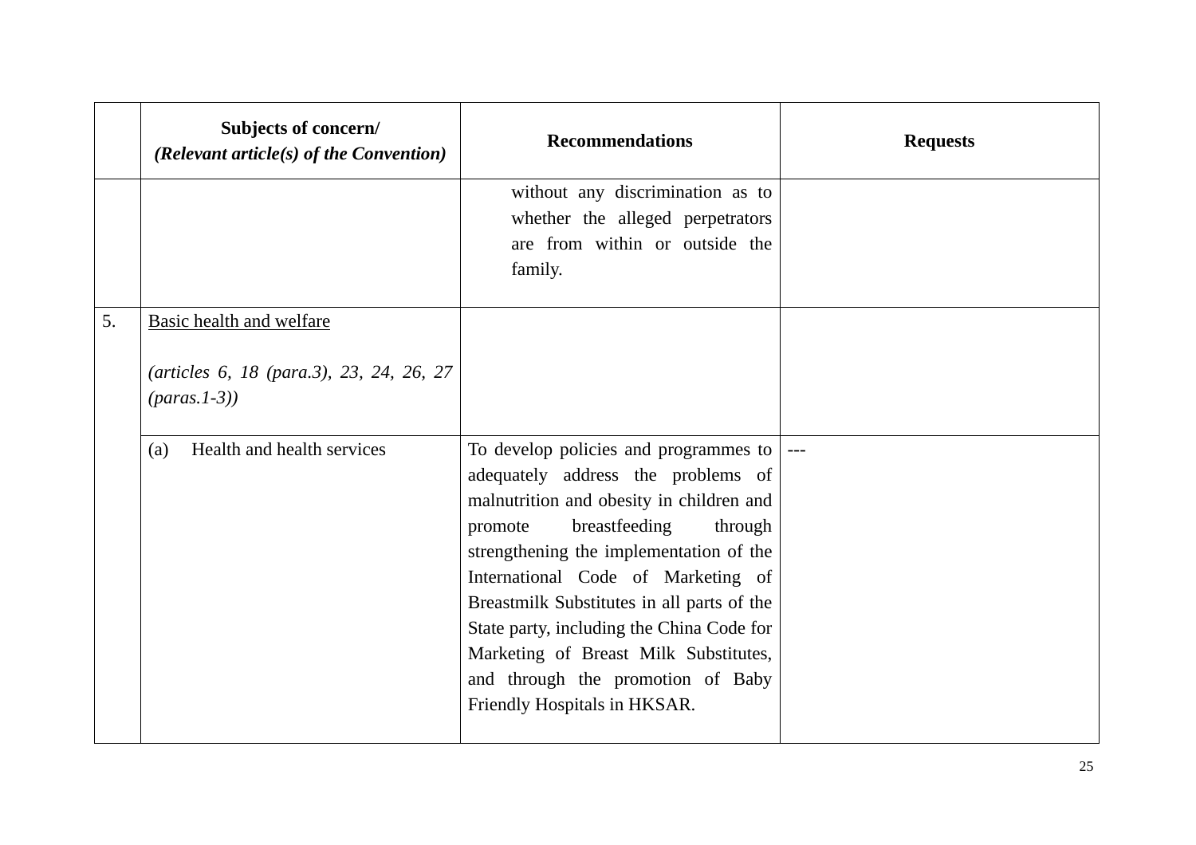|  | **Subjects of concern/** ***(Relevant article(s) of the Convention)*** | **Recommendations** | **Requests** |
| --- | --- | --- | --- |
|  |  | without any discrimination as to whether the alleged perpetrators are from within or outside the family. |  |
| 5. | <u>Basic health and welfare</u><br><br>*(articles 6, 18 (para.3), 23, 24, 26, 27 (paras.1-3))* |  |  |
|  | (a) Health and health services | To develop policies and programmes to adequately address the problems of malnutrition and obesity in children and promote breastfeeding through strengthening the implementation of the International Code of Marketing of Breastmilk Substitutes in all parts of the State party, including the China Code for Marketing of Breast Milk Substitutes, and through the promotion of Baby Friendly Hospitals in HKSAR. | --- |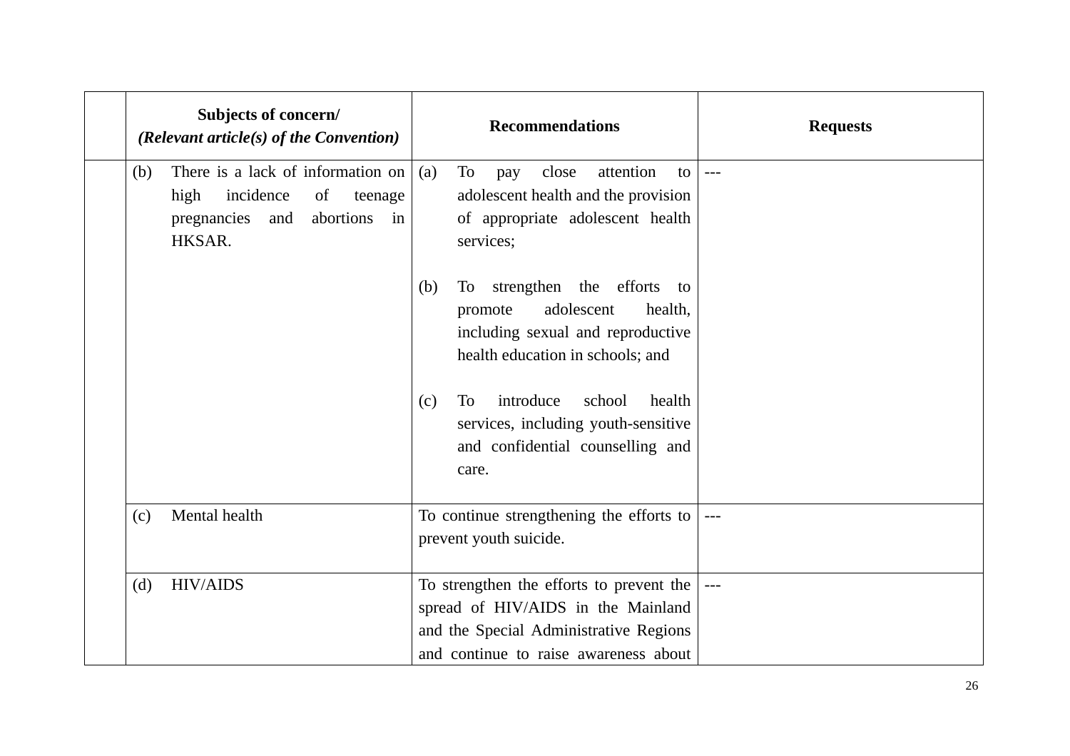| | Subjects of concern/ *(Relevant article(s) of the Convention)* | Recommendations | Requests |
|---|---|---|---|
| | (b) There is a lack of information on high incidence of teenage pregnancies and abortions in HKSAR. | (a) To pay close attention to adolescent health and the provision of appropriate adolescent health services;<br><br>(b) To strengthen the efforts to promote adolescent health, including sexual and reproductive health education in schools; and<br><br>(c) To introduce school health services, including youth-sensitive and confidential counselling and care. | --- |
| | (c) Mental health | To continue strengthening the efforts to prevent youth suicide. | --- |
| | (d) HIV/AIDS | To strengthen the efforts to prevent the spread of HIV/AIDS in the Mainland and the Special Administrative Regions and continue to raise awareness about | --- |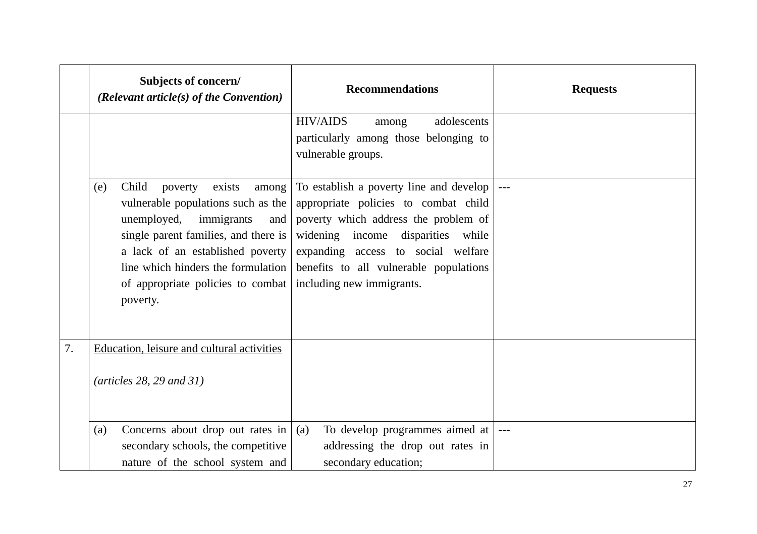| | Subjects of concern/ *(Relevant article(s) of the Convention)* | Recommendations | Requests |
|---|---|---|---|
| | | HIV/AIDS among adolescents particularly among those belonging to vulnerable groups. | |
| | (e) Child poverty exists among vulnerable populations such as the unemployed, immigrants and single parent families, and there is a lack of an established poverty line which hinders the formulation of appropriate policies to combat poverty. | To establish a poverty line and develop appropriate policies to combat child poverty which address the problem of widening income disparities while expanding access to social welfare benefits to all vulnerable populations including new immigrants. | --- |
| 7. | <u>Education, leisure and cultural activities</u><br><br>*(articles 28, 29 and 31)* | | |
| | (a) Concerns about drop out rates in secondary schools, the competitive nature of the school system and | (a) To develop programmes aimed at addressing the drop out rates in secondary education; | --- |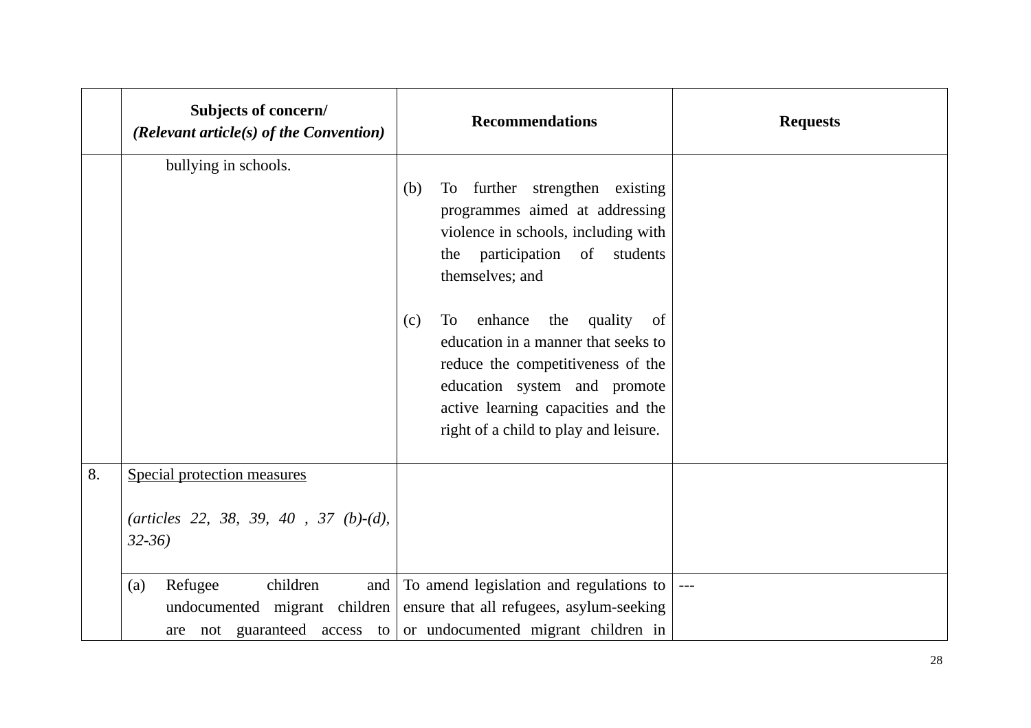| | Subjects of concern/ *(Relevant article(s) of the Convention)* | Recommendations | Requests |
|---|---|---|---|
| | bullying in schools. | (b) To further strengthen existing programmes aimed at addressing violence in schools, including with the participation of students themselves; and<br><br>(c) To enhance the quality of education in a manner that seeks to reduce the competitiveness of the education system and promote active learning capacities and the right of a child to play and leisure. | |
| 8. | <u>Special protection measures</u><br><br>*(articles 22, 38, 39, 40 , 37 (b)-(d), 32-36)* | | |
| | (a) Refugee children and undocumented migrant children are not guaranteed access to | To amend legislation and regulations to ensure that all refugees, asylum-seeking or undocumented migrant children in | --- |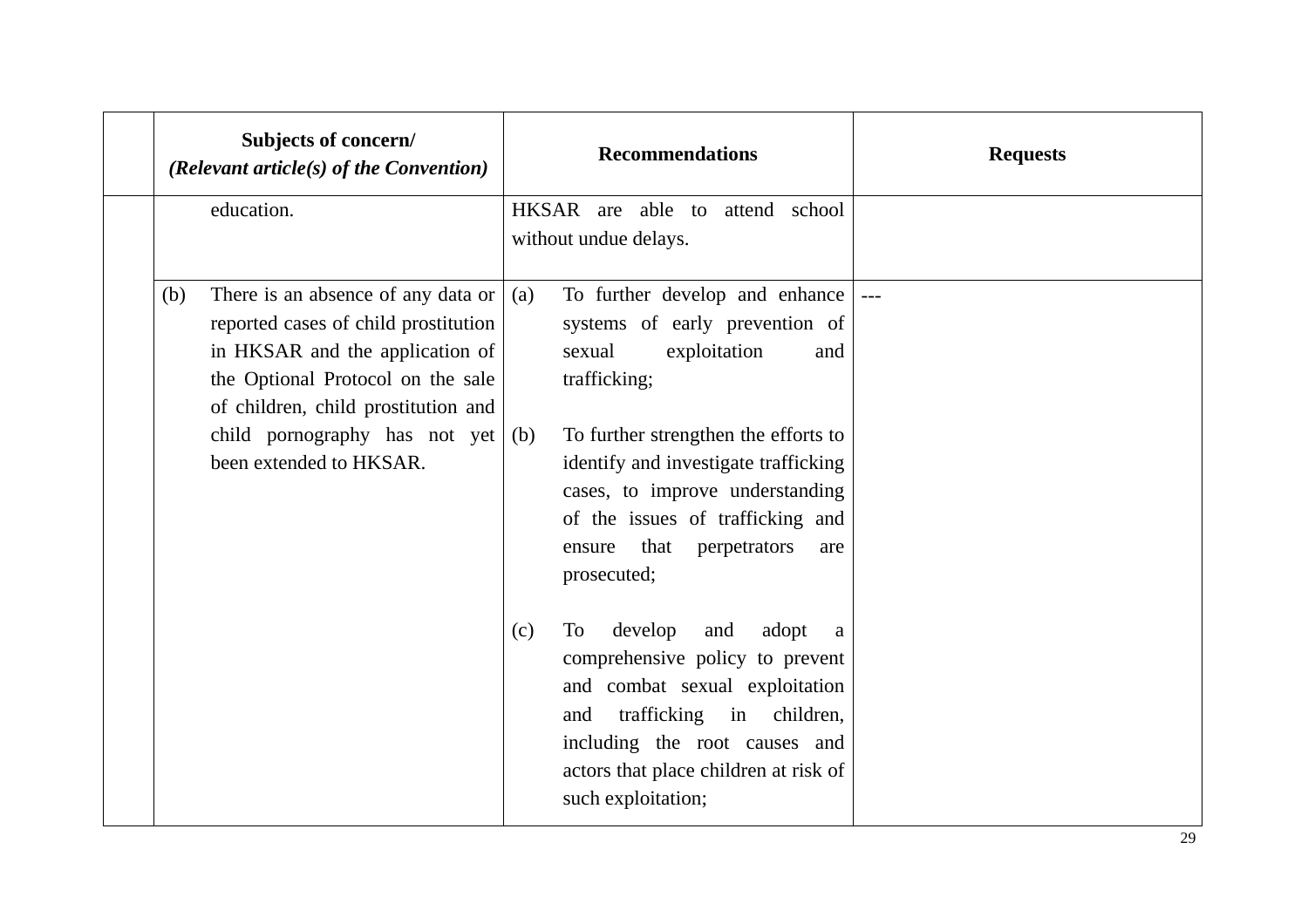| | Subjects of concern/ *(Relevant article(s) of the Convention)* | Recommendations | Requests |
|---|---|---|---|
| | education. | HKSAR are able to attend school without undue delays. | |
| | (b) There is an absence of any data or reported cases of child prostitution in HKSAR and the application of the Optional Protocol on the sale of children, child prostitution and child pornography has not yet been extended to HKSAR. | (a) To further develop and enhance systems of early prevention of sexual exploitation and trafficking;<br><br>(b) To further strengthen the efforts to identify and investigate trafficking cases, to improve understanding of the issues of trafficking and ensure that perpetrators are prosecuted;<br><br>(c) To develop and adopt a comprehensive policy to prevent and combat sexual exploitation and trafficking in children, including the root causes and actors that place children at risk of such exploitation; | --- |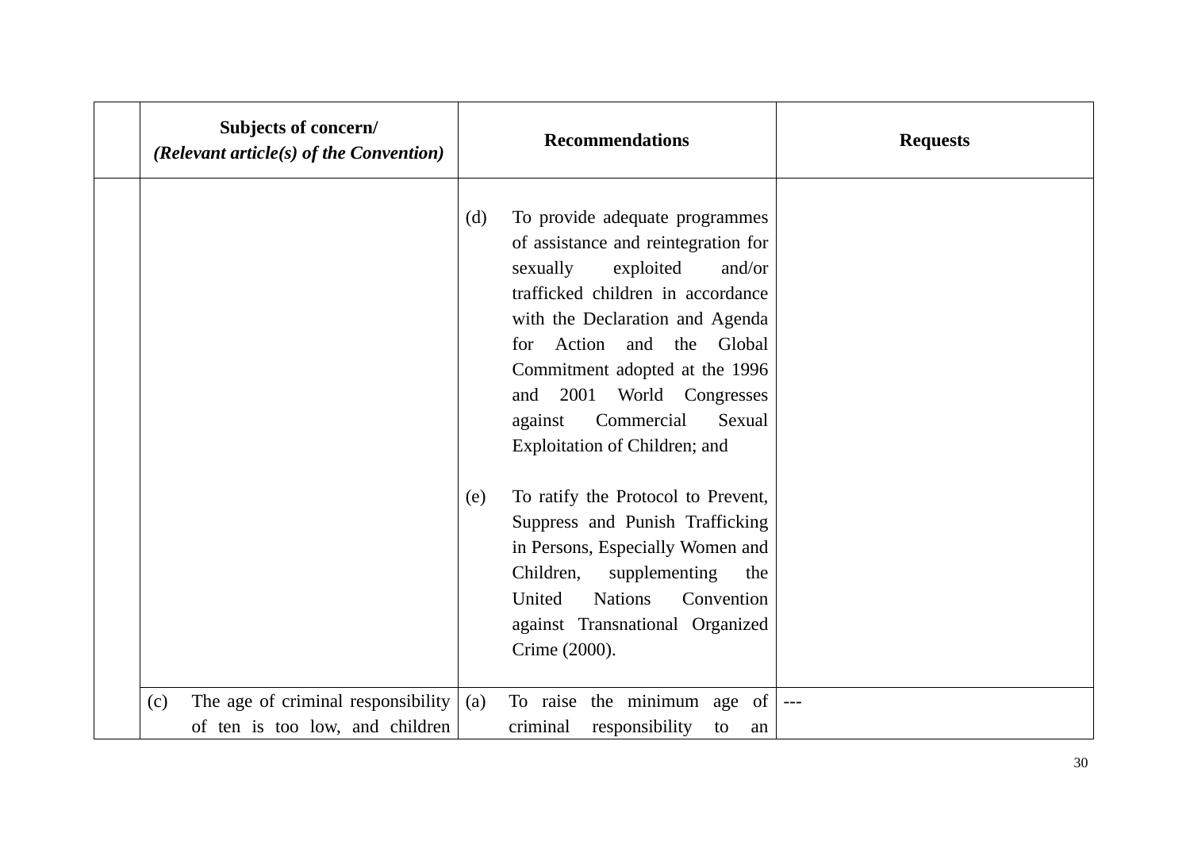| | Subjects of concern/ *(Relevant article(s) of the Convention)* | Recommendations | Requests |
|---|---|---|---|
| | | (d) To provide adequate programmes of assistance and reintegration for sexually exploited and/or trafficked children in accordance with the Declaration and Agenda for Action and the Global Commitment adopted at the 1996 and 2001 World Congresses against Commercial Sexual Exploitation of Children; and<br><br>(e) To ratify the Protocol to Prevent, Suppress and Punish Trafficking in Persons, Especially Women and Children, supplementing the United Nations Convention against Transnational Organized Crime (2000). | |
| | (c) The age of criminal responsibility of ten is too low, and children | (a) To raise the minimum age of criminal responsibility to an | --- |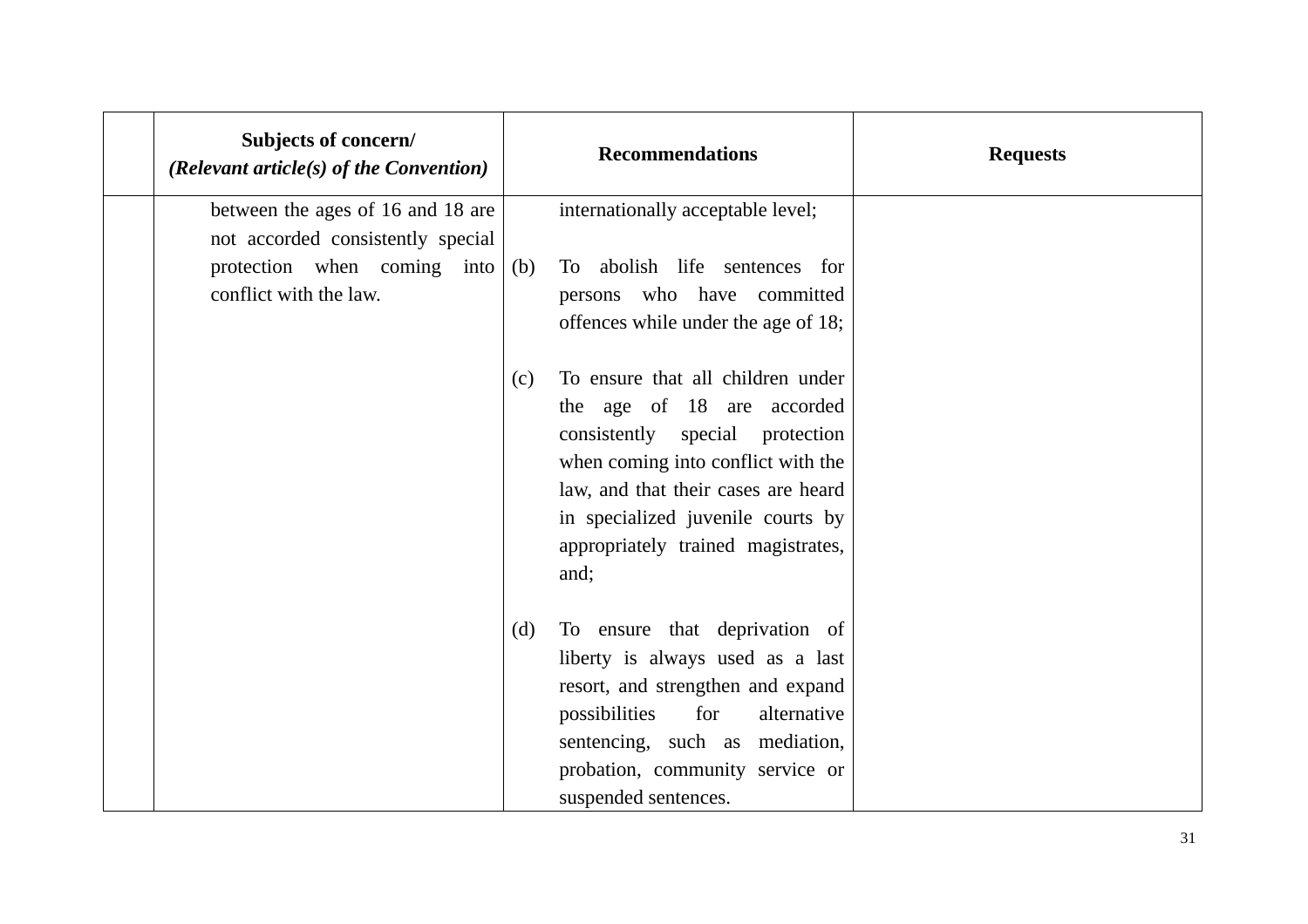| | Subjects of concern/ *(Relevant article(s) of the Convention)* | Recommendations | Requests |
|---|---|---|---|
| | between the ages of 16 and 18 are not accorded consistently special protection when coming into conflict with the law. | internationally acceptable level;<br><br>(b) To abolish life sentences for persons who have committed offences while under the age of 18;<br><br>(c) To ensure that all children under the age of 18 are accorded consistently special protection when coming into conflict with the law, and that their cases are heard in specialized juvenile courts by appropriately trained magistrates, and;<br><br>(d) To ensure that deprivation of liberty is always used as a last resort, and strengthen and expand possibilities for alternative sentencing, such as mediation, probation, community service or suspended sentences. | |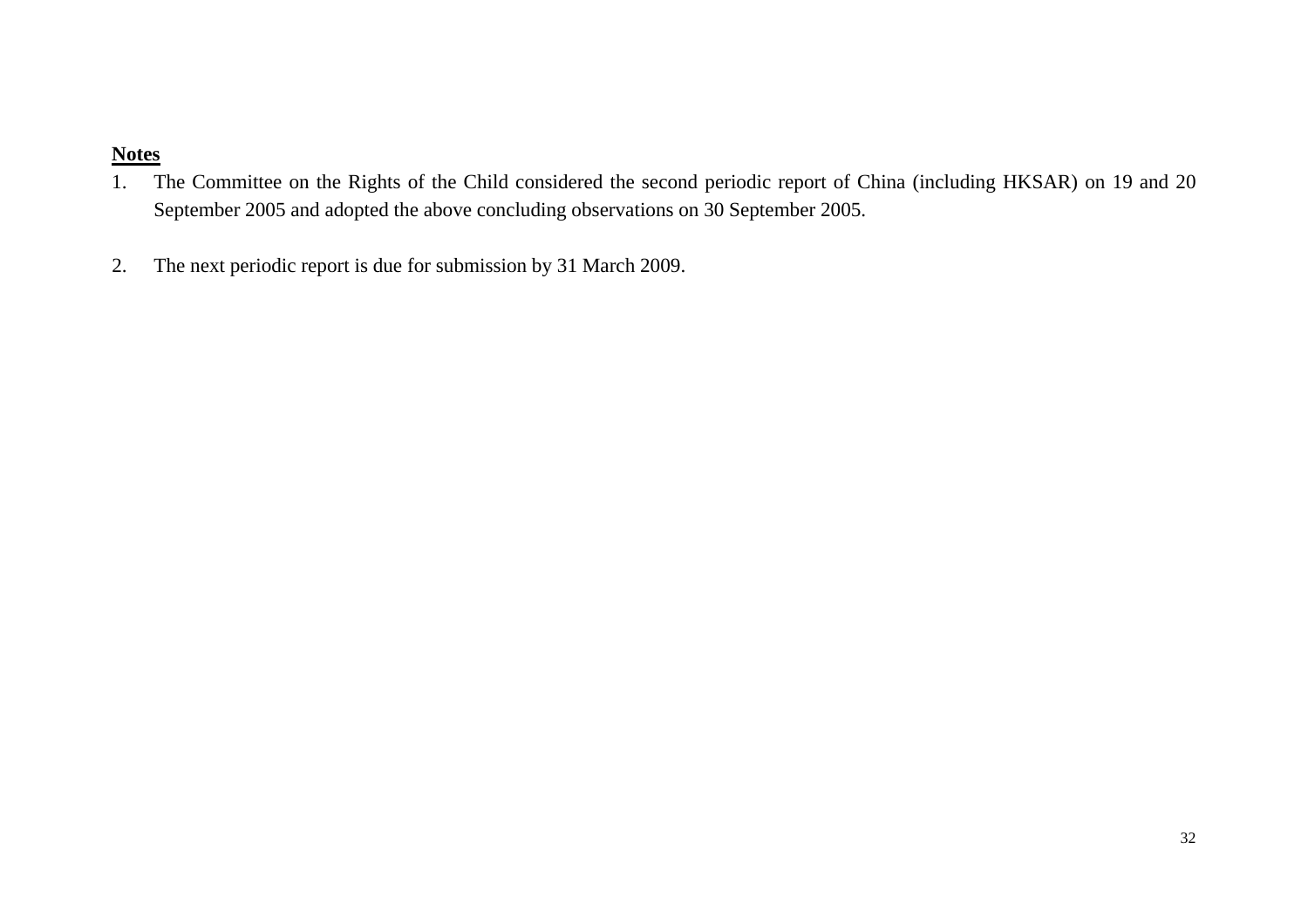**<u>Notes</u>**

1. The Committee on the Rights of the Child considered the second periodic report of China (including HKSAR) on 19 and 20 September 2005 and adopted the above concluding observations on 30 September 2005.

2. The next periodic report is due for submission by 31 March 2009.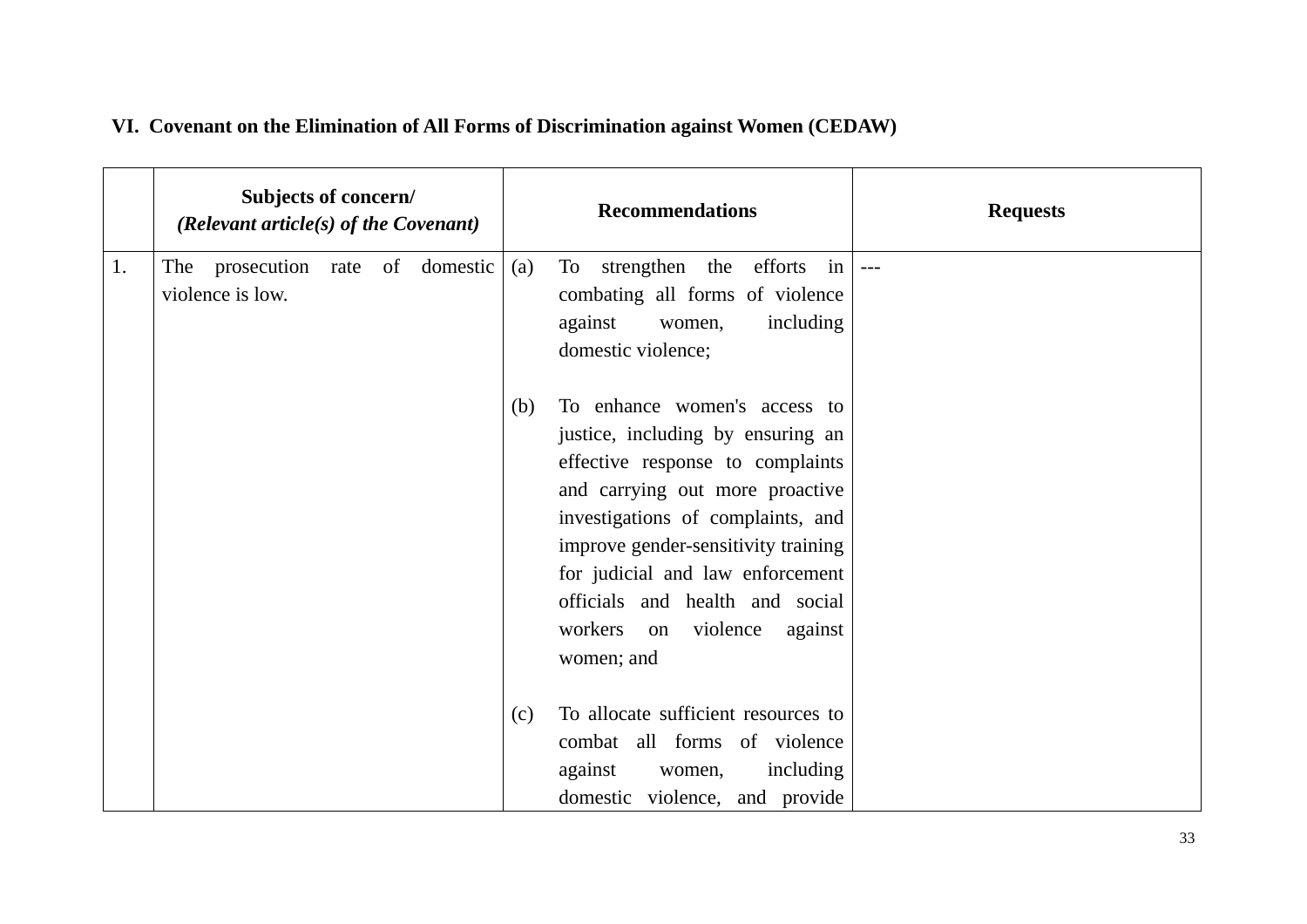**VI. Covenant on the Elimination of All Forms of Discrimination against Women (CEDAW)**

| | Subjects of concern/ *(Relevant article(s) of the Covenant)* | Recommendations | Requests |
|---|---|---|---|
| 1. | The prosecution rate of domestic violence is low. | (a) To strengthen the efforts in combating all forms of violence against women, including domestic violence;<br><br>(b) To enhance women's access to justice, including by ensuring an effective response to complaints and carrying out more proactive investigations of complaints, and improve gender-sensitivity training for judicial and law enforcement officials and health and social workers on violence against women; and<br><br>(c) To allocate sufficient resources to combat all forms of violence against women, including domestic violence, and provide | --- |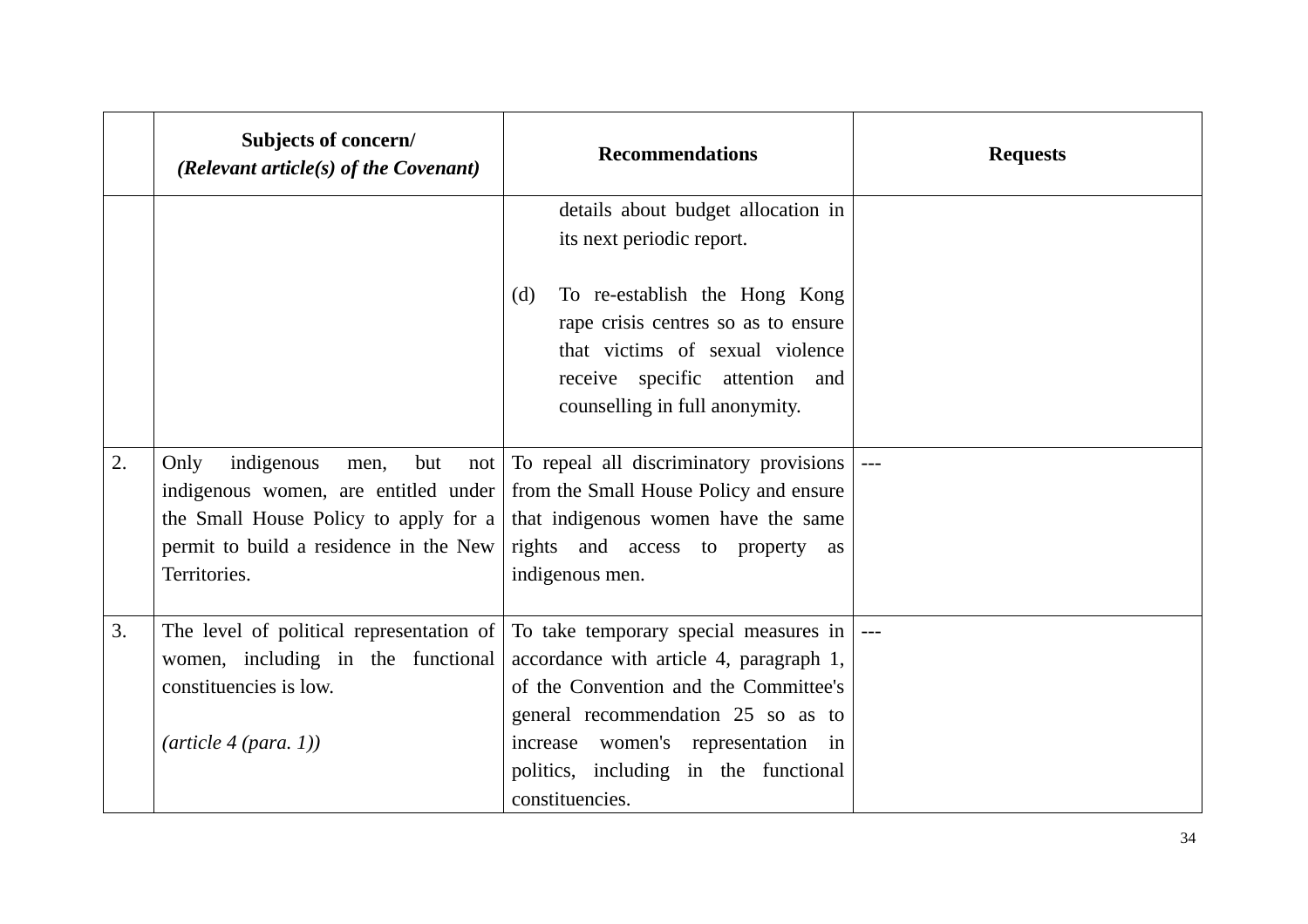|  | **Subjects of concern/** ***(Relevant article(s) of the Covenant)*** | **Recommendations** | **Requests** |
|---|---|---|---|
|  |  | details about budget allocation in its next periodic report.<br><br>(d) To re-establish the Hong Kong rape crisis centres so as to ensure that victims of sexual violence receive specific attention and counselling in full anonymity. |  |
| 2. | Only indigenous men, but not indigenous women, are entitled under the Small House Policy to apply for a permit to build a residence in the New Territories. | To repeal all discriminatory provisions from the Small House Policy and ensure that indigenous women have the same rights and access to property as indigenous men. | --- |
| 3. | The level of political representation of women, including in the functional constituencies is low.<br><br>*(article 4 (para. 1))* | To take temporary special measures in accordance with article 4, paragraph 1, of the Convention and the Committee's general recommendation 25 so as to increase women's representation in politics, including in the functional constituencies. | --- |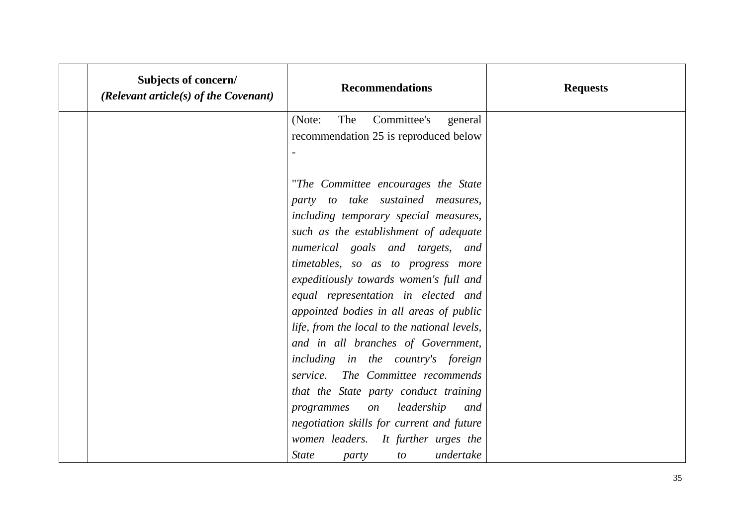| | Subjects of concern/ *(Relevant article(s) of the Covenant)* | Recommendations | Requests |
|---|---|---|---|
| | | (Note: The Committee's general recommendation 25 is reproduced below - "*The Committee encourages the State party to take sustained measures, including temporary special measures, such as the establishment of adequate numerical goals and targets, and timetables, so as to progress more expeditiously towards women's full and equal representation in elected and appointed bodies in all areas of public life, from the local to the national levels, and in all branches of Government, including in the country's foreign service. The Committee recommends that the State party conduct training programmes on leadership and negotiation skills for current and future women leaders. It further urges the State party to undertake* | |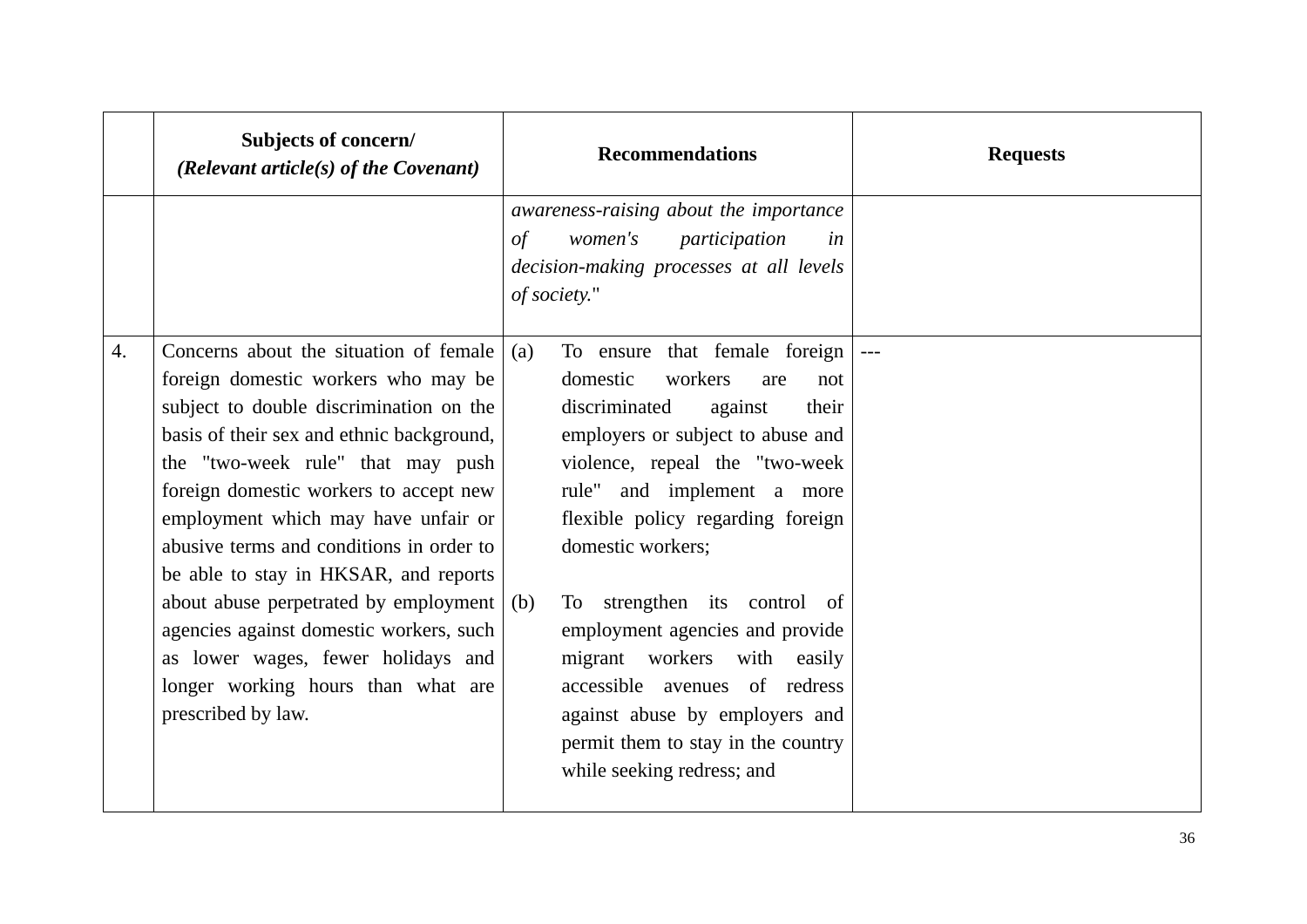| | Subjects of concern/ *(Relevant article(s) of the Covenant)* | Recommendations | Requests |
|---|---|---|---|
| | | *awareness-raising about the importance of women's participation in decision-making processes at all levels of society.*" | |
| 4. | Concerns about the situation of female foreign domestic workers who may be subject to double discrimination on the basis of their sex and ethnic background, the "two-week rule" that may push foreign domestic workers to accept new employment which may have unfair or abusive terms and conditions in order to be able to stay in HKSAR, and reports about abuse perpetrated by employment agencies against domestic workers, such as lower wages, fewer holidays and longer working hours than what are prescribed by law. | (a) To ensure that female foreign domestic workers are not discriminated against their employers or subject to abuse and violence, repeal the "two-week rule" and implement a more flexible policy regarding foreign domestic workers;<br><br>(b) To strengthen its control of employment agencies and provide migrant workers with easily accessible avenues of redress against abuse by employers and permit them to stay in the country while seeking redress; and | --- |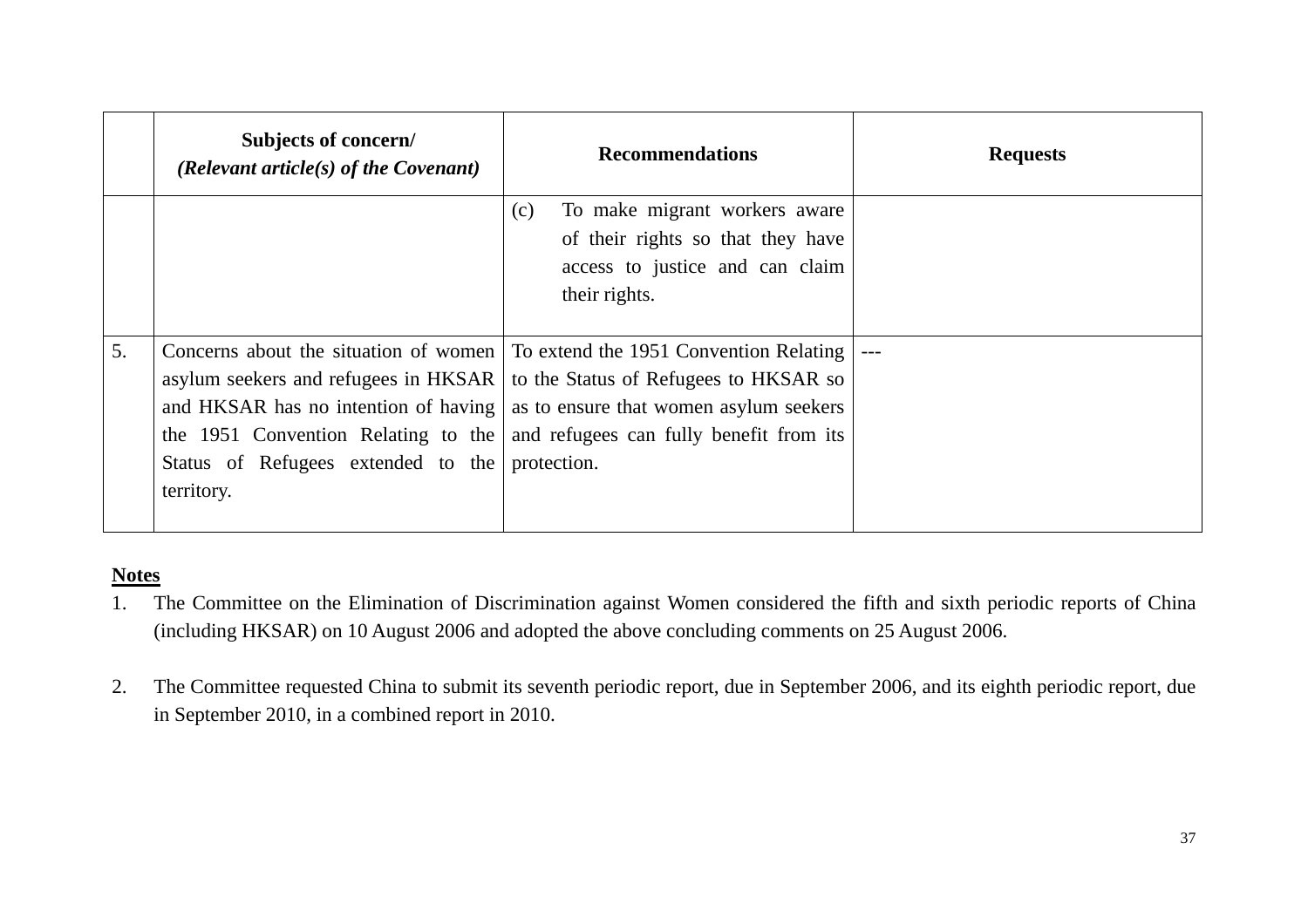| | Subjects of concern/ *(Relevant article(s) of the Covenant)* | Recommendations | Requests |
|---|---|---|---|
| | | (c) To make migrant workers aware of their rights so that they have access to justice and can claim their rights. | |
| 5. | Concerns about the situation of women asylum seekers and refugees in HKSAR and HKSAR has no intention of having the 1951 Convention Relating to the Status of Refugees extended to the territory. | To extend the 1951 Convention Relating to the Status of Refugees to HKSAR so as to ensure that women asylum seekers and refugees can fully benefit from its protection. | --- |

**Notes**

1. The Committee on the Elimination of Discrimination against Women considered the fifth and sixth periodic reports of China (including HKSAR) on 10 August 2006 and adopted the above concluding comments on 25 August 2006.

2. The Committee requested China to submit its seventh periodic report, due in September 2006, and its eighth periodic report, due in September 2010, in a combined report in 2010.